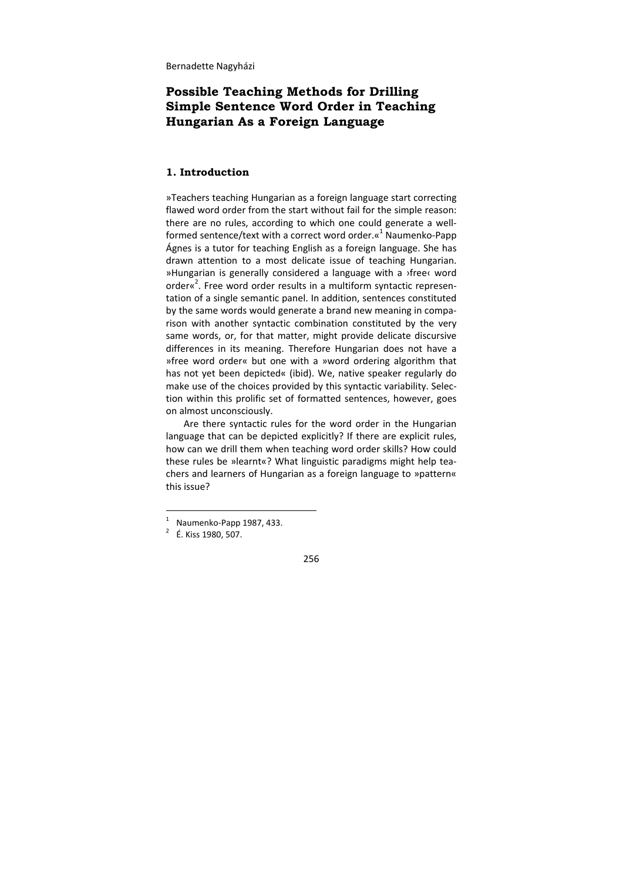Bernadette Nagyházi

# Possible Teaching Methods for Drilling Simple Sentence Word Order in Teaching Hungarian As a Foreign Language

## 1. Introduction

»Teachers teaching Hungarian as a foreign language start correcting flawed word order from the start without fail for the simple reason: there are no rules, according to which one could generate a well-formed sentence/text with a correct word order.«[1] Naumenko-Papp Ágnes is a tutor for teaching English as a foreign language. She has drawn attention to a most delicate issue of teaching Hungarian. »Hungarian is generally considered a language with a ›free‹ word order«[2]. Free word order results in a multiform syntactic representation of a single semantic panel. In addition, sentences constituted by the same words would generate a brand new meaning in comparison with another syntactic combination constituted by the very same words, or, for that matter, might provide delicate discursive differences in its meaning. Therefore Hungarian does not have a »free word order« but one with a »word ordering algorithm that has not yet been depicted« (ibid). We, native speaker regularly do make use of the choices provided by this syntactic variability. Selection within this prolific set of formatted sentences, however, goes on almost unconsciously.

Are there syntactic rules for the word order in the Hungarian language that can be depicted explicitly? If there are explicit rules, how can we drill them when teaching word order skills? How could these rules be »learnt«? What linguistic paradigms might help teachers and learners of Hungarian as a foreign language to »pattern« this issue?

---

[1] Naumenko-Papp 1987, 433.

[2] É. Kiss 1980, 507.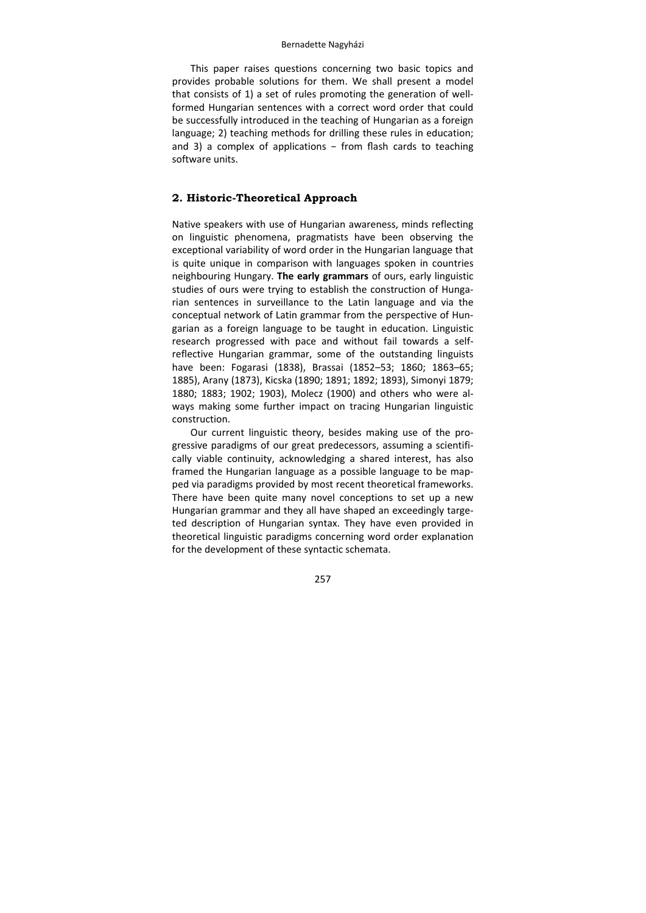This paper raises questions concerning two basic topics and provides probable solutions for them. We shall present a model that consists of 1) a set of rules promoting the generation of well-formed Hungarian sentences with a correct word order that could be successfully introduced in the teaching of Hungarian as a foreign language; 2) teaching methods for drilling these rules in education; and 3) a complex of applications − from flash cards to teaching software units.

## 2. Historic-Theoretical Approach

Native speakers with use of Hungarian awareness, minds reflecting on linguistic phenomena, pragmatists have been observing the exceptional variability of word order in the Hungarian language that is quite unique in comparison with languages spoken in countries neighbouring Hungary. **The early grammars** of ours, early linguistic studies of ours were trying to establish the construction of Hungarian sentences in surveillance to the Latin language and via the conceptual network of Latin grammar from the perspective of Hungarian as a foreign language to be taught in education. Linguistic research progressed with pace and without fail towards a self-reflective Hungarian grammar, some of the outstanding linguists have been: Fogarasi (1838), Brassai (1852–53; 1860; 1863–65; 1885), Arany (1873), Kicska (1890; 1891; 1892; 1893), Simonyi 1879; 1880; 1883; 1902; 1903), Molecz (1900) and others who were always making some further impact on tracing Hungarian linguistic construction.

Our current linguistic theory, besides making use of the progressive paradigms of our great predecessors, assuming a scientifically viable continuity, acknowledging a shared interest, has also framed the Hungarian language as a possible language to be mapped via paradigms provided by most recent theoretical frameworks. There have been quite many novel conceptions to set up a new Hungarian grammar and they all have shaped an exceedingly targeted description of Hungarian syntax. They have even provided in theoretical linguistic paradigms concerning word order explanation for the development of these syntactic schemata.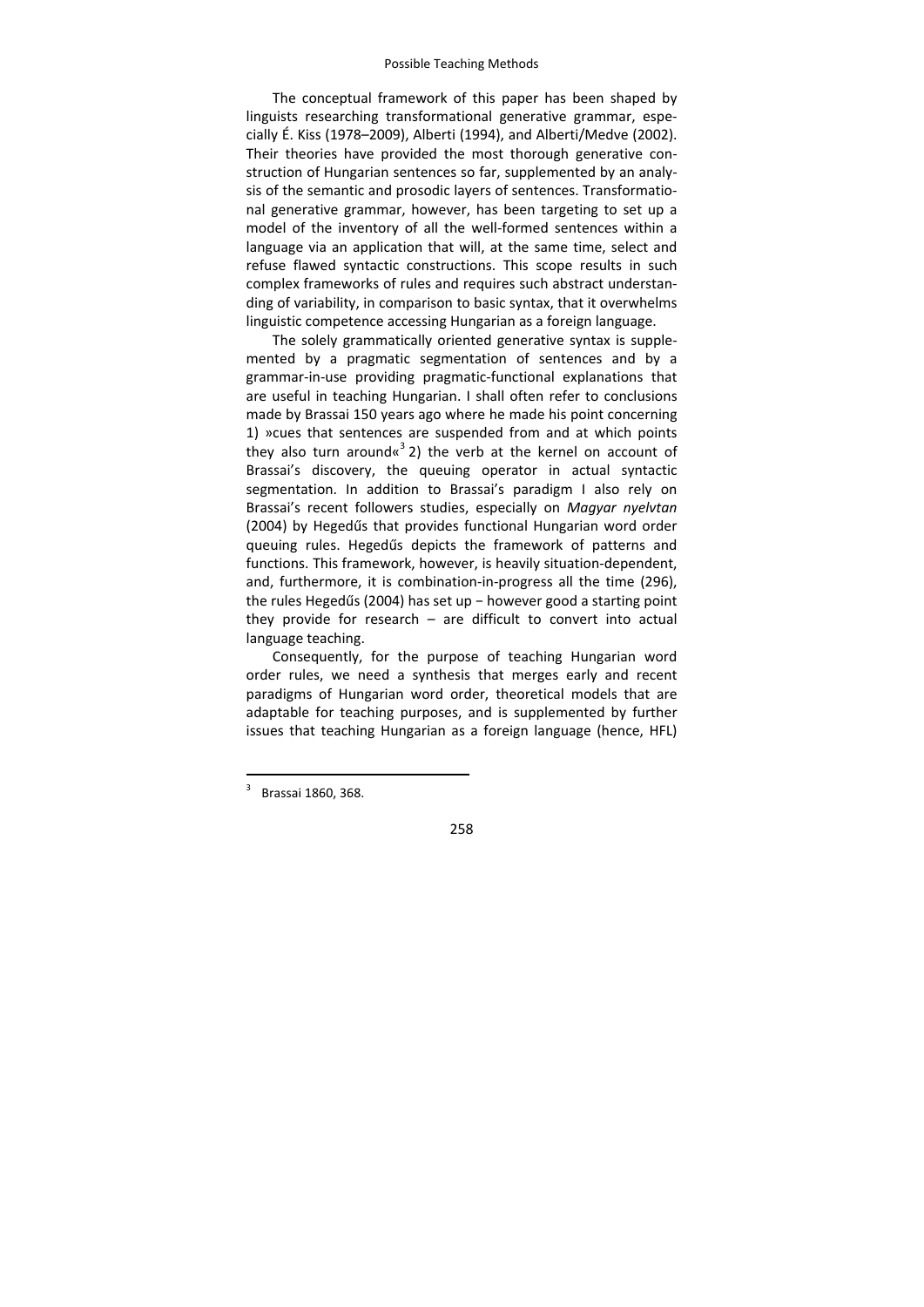The conceptual framework of this paper has been shaped by linguists researching transformational generative grammar, especially É. Kiss (1978–2009), Alberti (1994), and Alberti/Medve (2002). Their theories have provided the most thorough generative construction of Hungarian sentences so far, supplemented by an analysis of the semantic and prosodic layers of sentences. Transformational generative grammar, however, has been targeting to set up a model of the inventory of all the well-formed sentences within a language via an application that will, at the same time, select and refuse flawed syntactic constructions. This scope results in such complex frameworks of rules and requires such abstract understanding of variability, in comparison to basic syntax, that it overwhelms linguistic competence accessing Hungarian as a foreign language.

The solely grammatically oriented generative syntax is supplemented by a pragmatic segmentation of sentences and by a grammar-in-use providing pragmatic-functional explanations that are useful in teaching Hungarian. I shall often refer to conclusions made by Brassai 150 years ago where he made his point concerning 1) »cues that sentences are suspended from and at which points they also turn around«[3] 2) the verb at the kernel on account of Brassai's discovery, the queuing operator in actual syntactic segmentation. In addition to Brassai's paradigm I also rely on Brassai's recent followers studies, especially on *Magyar nyelvtan* (2004) by Hegedűs that provides functional Hungarian word order queuing rules. Hegedűs depicts the framework of patterns and functions. This framework, however, is heavily situation-dependent, and, furthermore, it is combination-in-progress all the time (296), the rules Hegedűs (2004) has set up − however good a starting point they provide for research – are difficult to convert into actual language teaching.

Consequently, for the purpose of teaching Hungarian word order rules, we need a synthesis that merges early and recent paradigms of Hungarian word order, theoretical models that are adaptable for teaching purposes, and is supplemented by further issues that teaching Hungarian as a foreign language (hence, HFL)

---

[3] Brassai 1860, 368.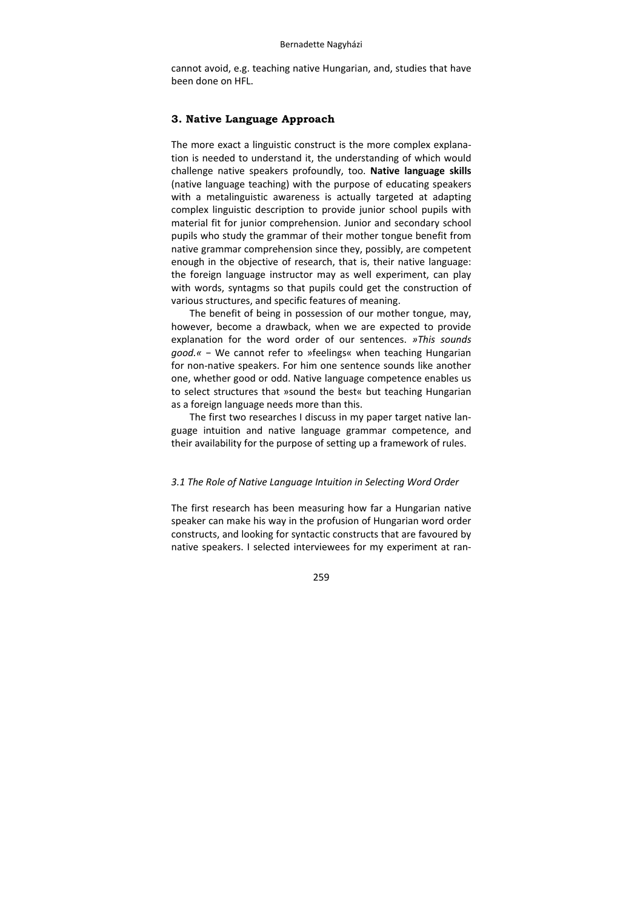cannot avoid, e.g. teaching native Hungarian, and, studies that have been done on HFL.

## 3. Native Language Approach

The more exact a linguistic construct is the more complex explanation is needed to understand it, the understanding of which would challenge native speakers profoundly, too. **Native language skills** (native language teaching) with the purpose of educating speakers with a metalinguistic awareness is actually targeted at adapting complex linguistic description to provide junior school pupils with material fit for junior comprehension. Junior and secondary school pupils who study the grammar of their mother tongue benefit from native grammar comprehension since they, possibly, are competent enough in the objective of research, that is, their native language: the foreign language instructor may as well experiment, can play with words, syntagms so that pupils could get the construction of various structures, and specific features of meaning.

The benefit of being in possession of our mother tongue, may, however, become a drawback, when we are expected to provide explanation for the word order of our sentences. *»This sounds good.«* – We cannot refer to »feelings« when teaching Hungarian for non-native speakers. For him one sentence sounds like another one, whether good or odd. Native language competence enables us to select structures that »sound the best« but teaching Hungarian as a foreign language needs more than this.

The first two researches I discuss in my paper target native language intuition and native language grammar competence, and their availability for the purpose of setting up a framework of rules.

### *3.1 The Role of Native Language Intuition in Selecting Word Order*

The first research has been measuring how far a Hungarian native speaker can make his way in the profusion of Hungarian word order constructs, and looking for syntactic constructs that are favoured by native speakers. I selected interviewees for my experiment at ran-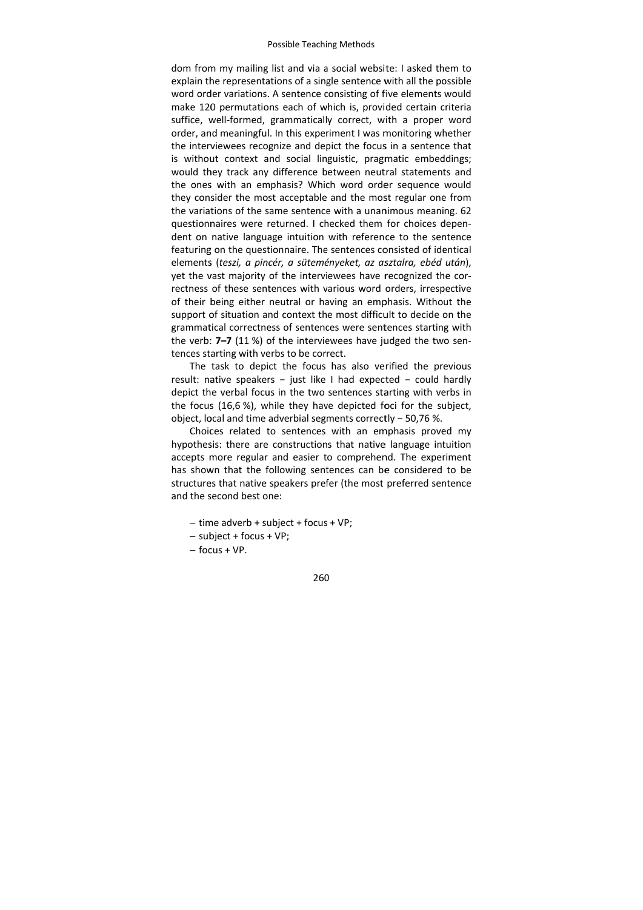dom from my mailing list and via a social website: I asked them to explain the representations of a single sentence with all the possible word order variations. A sentence consisting of five elements would make 120 permutations each of which is, provided certain criteria suffice, well-formed, grammatically correct, with a proper word order, and meaningful. In this experiment I was monitoring whether the interviewees recognize and depict the focus in a sentence that is without context and social linguistic, pragmatic embeddings; would they track any difference between neutral statements and the ones with an emphasis? Which word order sequence would they consider the most acceptable and the most regular one from the variations of the same sentence with a unanimous meaning. 62 questionnaires were returned. I checked them for choices dependent on native language intuition with reference to the sentence featuring on the questionnaire. The sentences consisted of identical elements (*teszi, a pincér, a süteményeket, az asztalra, ebéd után*), yet the vast majority of the interviewees have recognized the correctness of these sentences with various word orders, irrespective of their being either neutral or having an emphasis. Without the support of situation and context the most difficult to decide on the grammatical correctness of sentences were sentences starting with the verb: **7–7** (11 %) of the interviewees have judged the two sentences starting with verbs to be correct.

The task to depict the focus has also verified the previous result: native speakers − just like I had expected − could hardly depict the verbal focus in the two sentences starting with verbs in the focus (16,6 %), while they have depicted foci for the subject, object, local and time adverbial segments correctly − 50,76 %.

Choices related to sentences with an emphasis proved my hypothesis: there are constructions that native language intuition accepts more regular and easier to comprehend. The experiment has shown that the following sentences can be considered to be structures that native speakers prefer (the most preferred sentence and the second best one:

- time adverb + subject + focus + VP;
- subject + focus + VP;
- focus + VP.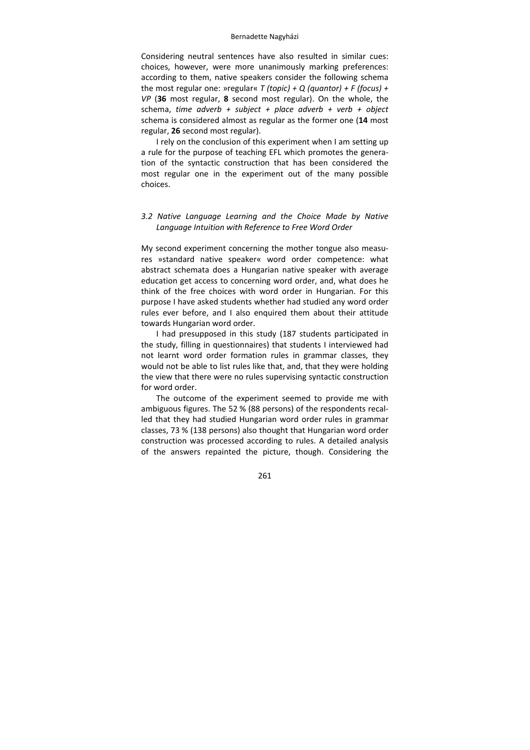Considering neutral sentences have also resulted in similar cues: choices, however, were more unanimously marking preferences: according to them, native speakers consider the following schema the most regular one: »regular« *T (topic) + Q (quantor) + F (focus) + VP* (**36** most regular, **8** second most regular). On the whole, the schema, *time adverb + subject + place adverb + verb + object* schema is considered almost as regular as the former one (**14** most regular, **26** second most regular).

I rely on the conclusion of this experiment when I am setting up a rule for the purpose of teaching EFL which promotes the generation of the syntactic construction that has been considered the most regular one in the experiment out of the many possible choices.

### *3.2 Native Language Learning and the Choice Made by Native Language Intuition with Reference to Free Word Order*

My second experiment concerning the mother tongue also measures »standard native speaker« word order competence: what abstract schemata does a Hungarian native speaker with average education get access to concerning word order, and, what does he think of the free choices with word order in Hungarian. For this purpose I have asked students whether had studied any word order rules ever before, and I also enquired them about their attitude towards Hungarian word order.

I had presupposed in this study (187 students participated in the study, filling in questionnaires) that students I interviewed had not learnt word order formation rules in grammar classes, they would not be able to list rules like that, and, that they were holding the view that there were no rules supervising syntactic construction for word order.

The outcome of the experiment seemed to provide me with ambiguous figures. The 52 % (88 persons) of the respondents recalled that they had studied Hungarian word order rules in grammar classes, 73 % (138 persons) also thought that Hungarian word order construction was processed according to rules. A detailed analysis of the answers repainted the picture, though. Considering the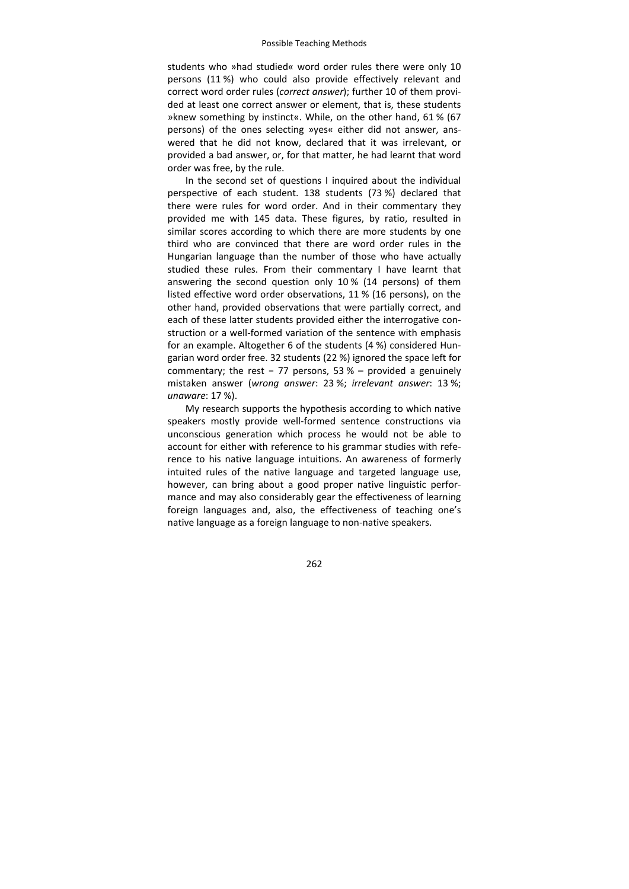students who »had studied« word order rules there were only 10 persons (11 %) who could also provide effectively relevant and correct word order rules (*correct answer*); further 10 of them provided at least one correct answer or element, that is, these students »knew something by instinct«. While, on the other hand, 61 % (67 persons) of the ones selecting »yes« either did not answer, answered that he did not know, declared that it was irrelevant, or provided a bad answer, or, for that matter, he had learnt that word order was free, by the rule.

In the second set of questions I inquired about the individual perspective of each student. 138 students (73 %) declared that there were rules for word order. And in their commentary they provided me with 145 data. These figures, by ratio, resulted in similar scores according to which there are more students by one third who are convinced that there are word order rules in the Hungarian language than the number of those who have actually studied these rules. From their commentary I have learnt that answering the second question only 10 % (14 persons) of them listed effective word order observations, 11 % (16 persons), on the other hand, provided observations that were partially correct, and each of these latter students provided either the interrogative construction or a well-formed variation of the sentence with emphasis for an example. Altogether 6 of the students (4 %) considered Hungarian word order free. 32 students (22 %) ignored the space left for commentary; the rest − 77 persons, 53 % – provided a genuinely mistaken answer (*wrong answer*: 23 %; *irrelevant answer*: 13 %; *unaware*: 17 %).

My research supports the hypothesis according to which native speakers mostly provide well-formed sentence constructions via unconscious generation which process he would not be able to account for either with reference to his grammar studies with reference to his native language intuitions. An awareness of formerly intuited rules of the native language and targeted language use, however, can bring about a good proper native linguistic performance and may also considerably gear the effectiveness of learning foreign languages and, also, the effectiveness of teaching one's native language as a foreign language to non-native speakers.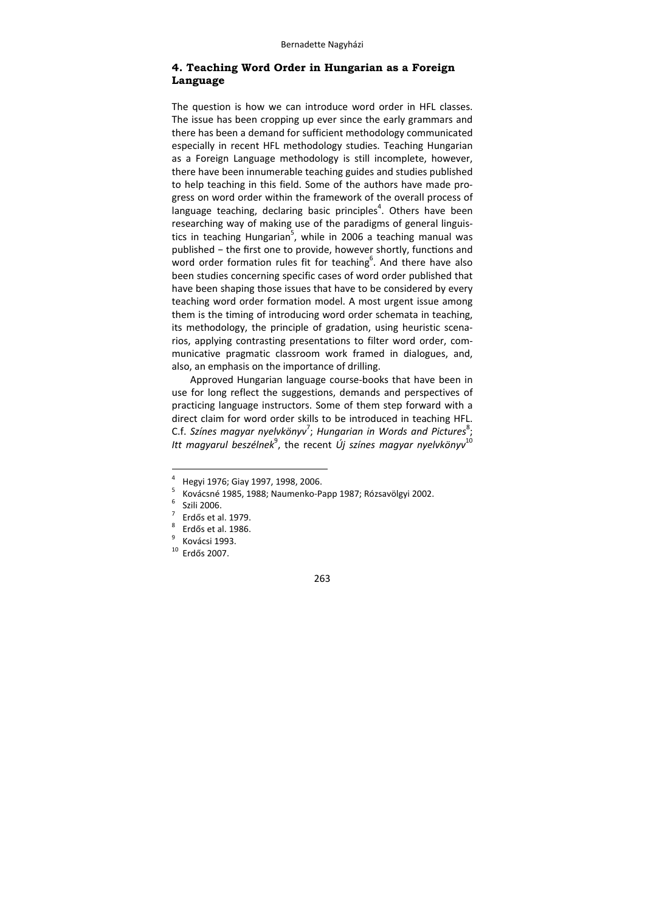## 4. Teaching Word Order in Hungarian as a Foreign Language

The question is how we can introduce word order in HFL classes. The issue has been cropping up ever since the early grammars and there has been a demand for sufficient methodology communicated especially in recent HFL methodology studies. Teaching Hungarian as a Foreign Language methodology is still incomplete, however, there have been innumerable teaching guides and studies published to help teaching in this field. Some of the authors have made progress on word order within the framework of the overall process of language teaching, declaring basic principles[4]. Others have been researching way of making use of the paradigms of general linguistics in teaching Hungarian[5], while in 2006 a teaching manual was published – the first one to provide, however shortly, functions and word order formation rules fit for teaching[6]. And there have also been studies concerning specific cases of word order published that have been shaping those issues that have to be considered by every teaching word order formation model. A most urgent issue among them is the timing of introducing word order schemata in teaching, its methodology, the principle of gradation, using heuristic scenarios, applying contrasting presentations to filter word order, communicative pragmatic classroom work framed in dialogues, and, also, an emphasis on the importance of drilling.

Approved Hungarian language course-books that have been in use for long reflect the suggestions, demands and perspectives of practicing language instructors. Some of them step forward with a direct claim for word order skills to be introduced in teaching HFL. C.f. *Színes magyar nyelvkönyv*[7]; *Hungarian in Words and Pictures*[8]; *Itt magyarul beszélnek*[9], the recent *Új színes magyar nyelvkönyv*[10]

---

[4] Hegyi 1976; Giay 1997, 1998, 2006.

[5] Kovácsné 1985, 1988; Naumenko-Papp 1987; Rózsavölgyi 2002.

[6] Szili 2006.

[7] Erdős et al. 1979.

[8] Erdős et al. 1986.

[9] Kovácsi 1993.

[10] Erdős 2007.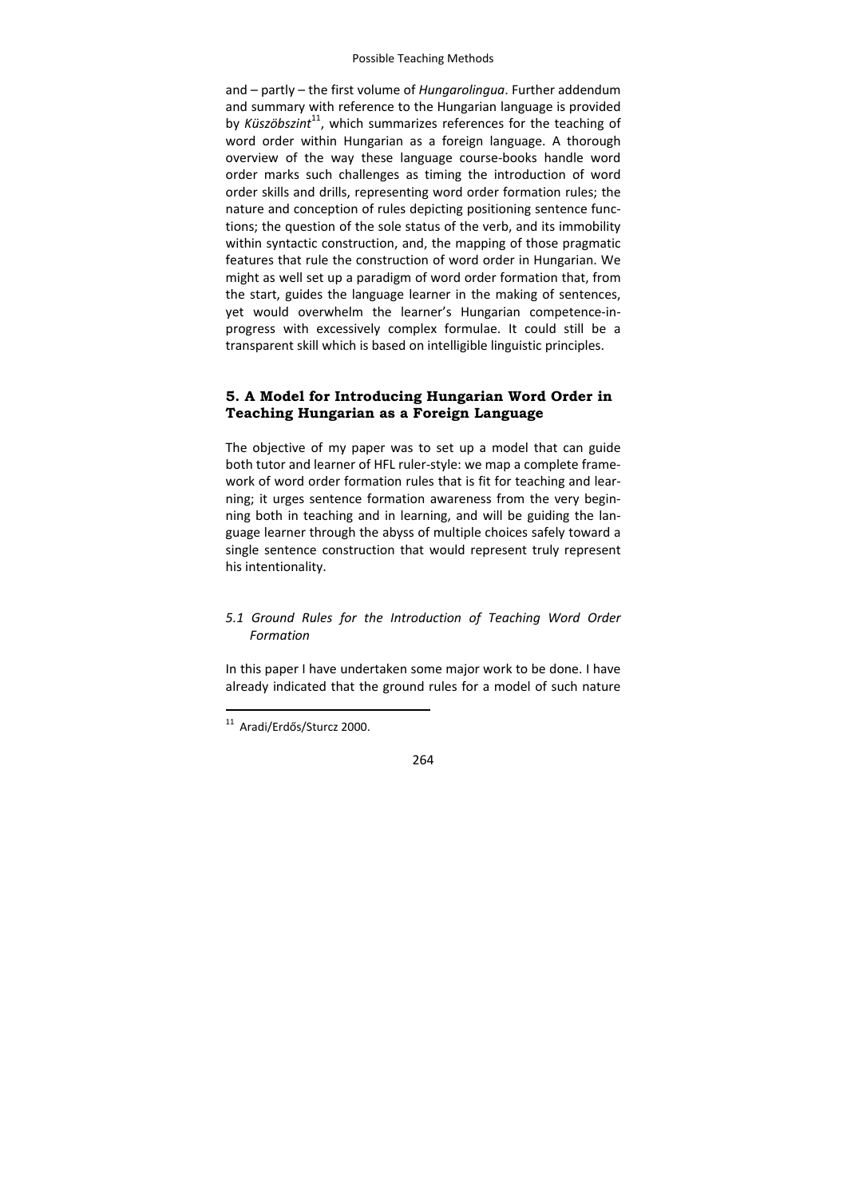and – partly – the first volume of *Hungarolingua*. Further addendum and summary with reference to the Hungarian language is provided by *Küszöbszint*[11], which summarizes references for the teaching of word order within Hungarian as a foreign language. A thorough overview of the way these language course-books handle word order marks such challenges as timing the introduction of word order skills and drills, representing word order formation rules; the nature and conception of rules depicting positioning sentence functions; the question of the sole status of the verb, and its immobility within syntactic construction, and, the mapping of those pragmatic features that rule the construction of word order in Hungarian. We might as well set up a paradigm of word order formation that, from the start, guides the language learner in the making of sentences, yet would overwhelm the learner's Hungarian competence-in-progress with excessively complex formulae. It could still be a transparent skill which is based on intelligible linguistic principles.

## 5. A Model for Introducing Hungarian Word Order in Teaching Hungarian as a Foreign Language

The objective of my paper was to set up a model that can guide both tutor and learner of HFL ruler-style: we map a complete framework of word order formation rules that is fit for teaching and learning; it urges sentence formation awareness from the very beginning both in teaching and in learning, and will be guiding the language learner through the abyss of multiple choices safely toward a single sentence construction that would represent truly represent his intentionality.

### *5.1 Ground Rules for the Introduction of Teaching Word Order Formation*

In this paper I have undertaken some major work to be done. I have already indicated that the ground rules for a model of such nature

[11] Aradi/Erdős/Sturcz 2000.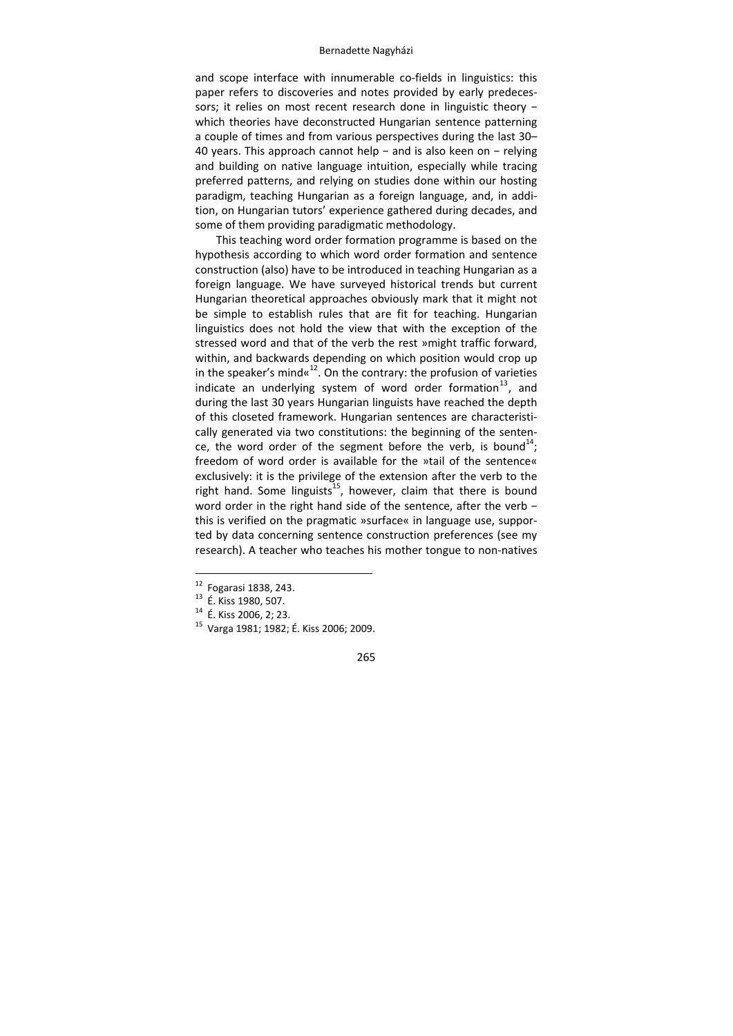and scope interface with innumerable co-fields in linguistics: this paper refers to discoveries and notes provided by early predecessors; it relies on most recent research done in linguistic theory − which theories have deconstructed Hungarian sentence patterning a couple of times and from various perspectives during the last 30–40 years. This approach cannot help − and is also keen on − relying and building on native language intuition, especially while tracing preferred patterns, and relying on studies done within our hosting paradigm, teaching Hungarian as a foreign language, and, in addition, on Hungarian tutors' experience gathered during decades, and some of them providing paradigmatic methodology.

This teaching word order formation programme is based on the hypothesis according to which word order formation and sentence construction (also) have to be introduced in teaching Hungarian as a foreign language. We have surveyed historical trends but current Hungarian theoretical approaches obviously mark that it might not be simple to establish rules that are fit for teaching. Hungarian linguistics does not hold the view that with the exception of the stressed word and that of the verb the rest »might traffic forward, within, and backwards depending on which position would crop up in the speaker's mind«[12]. On the contrary: the profusion of varieties indicate an underlying system of word order formation[13], and during the last 30 years Hungarian linguists have reached the depth of this closeted framework. Hungarian sentences are characteristically generated via two constitutions: the beginning of the sentence, the word order of the segment before the verb, is bound[14]; freedom of word order is available for the »tail of the sentence« exclusively: it is the privilege of the extension after the verb to the right hand. Some linguists[15], however, claim that there is bound word order in the right hand side of the sentence, after the verb − this is verified on the pragmatic »surface« in language use, supported by data concerning sentence construction preferences (see my research). A teacher who teaches his mother tongue to non-natives

[12] Fogarasi 1838, 243.

[13] É. Kiss 1980, 507.

[14] É. Kiss 2006, 2; 23.

[15] Varga 1981; 1982; É. Kiss 2006; 2009.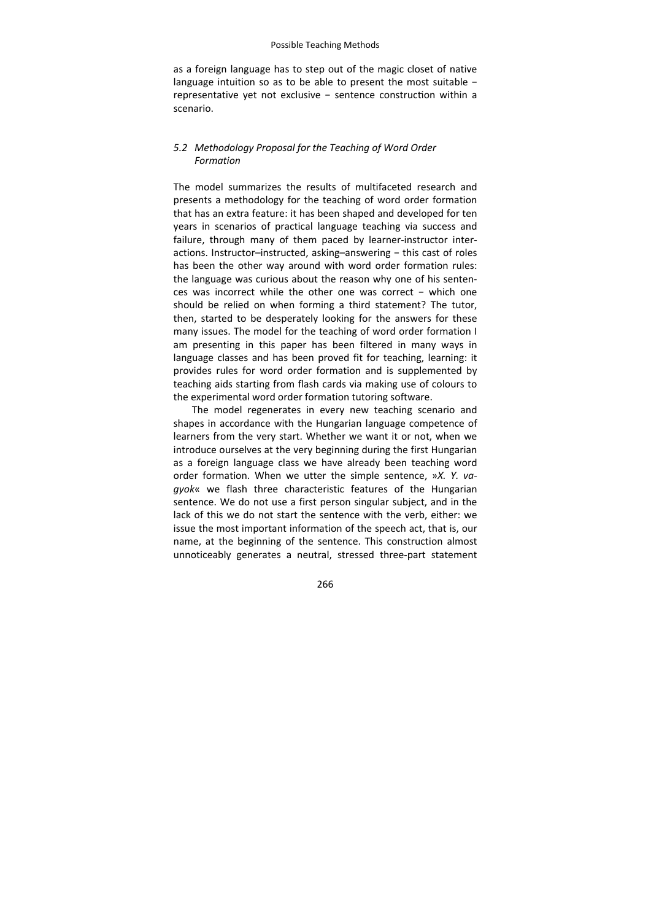as a foreign language has to step out of the magic closet of native language intuition so as to be able to present the most suitable − representative yet not exclusive − sentence construction within a scenario.

### *5.2 Methodology Proposal for the Teaching of Word Order Formation*

The model summarizes the results of multifaceted research and presents a methodology for the teaching of word order formation that has an extra feature: it has been shaped and developed for ten years in scenarios of practical language teaching via success and failure, through many of them paced by learner-instructor interactions. Instructor–instructed, asking–answering − this cast of roles has been the other way around with word order formation rules: the language was curious about the reason why one of his sentences was incorrect while the other one was correct − which one should be relied on when forming a third statement? The tutor, then, started to be desperately looking for the answers for these many issues. The model for the teaching of word order formation I am presenting in this paper has been filtered in many ways in language classes and has been proved fit for teaching, learning: it provides rules for word order formation and is supplemented by teaching aids starting from flash cards via making use of colours to the experimental word order formation tutoring software.

The model regenerates in every new teaching scenario and shapes in accordance with the Hungarian language competence of learners from the very start. Whether we want it or not, when we introduce ourselves at the very beginning during the first Hungarian as a foreign language class we have already been teaching word order formation. When we utter the simple sentence, »*X. Y. vagyok*« we flash three characteristic features of the Hungarian sentence. We do not use a first person singular subject, and in the lack of this we do not start the sentence with the verb, either: we issue the most important information of the speech act, that is, our name, at the beginning of the sentence. This construction almost unnoticeably generates a neutral, stressed three-part statement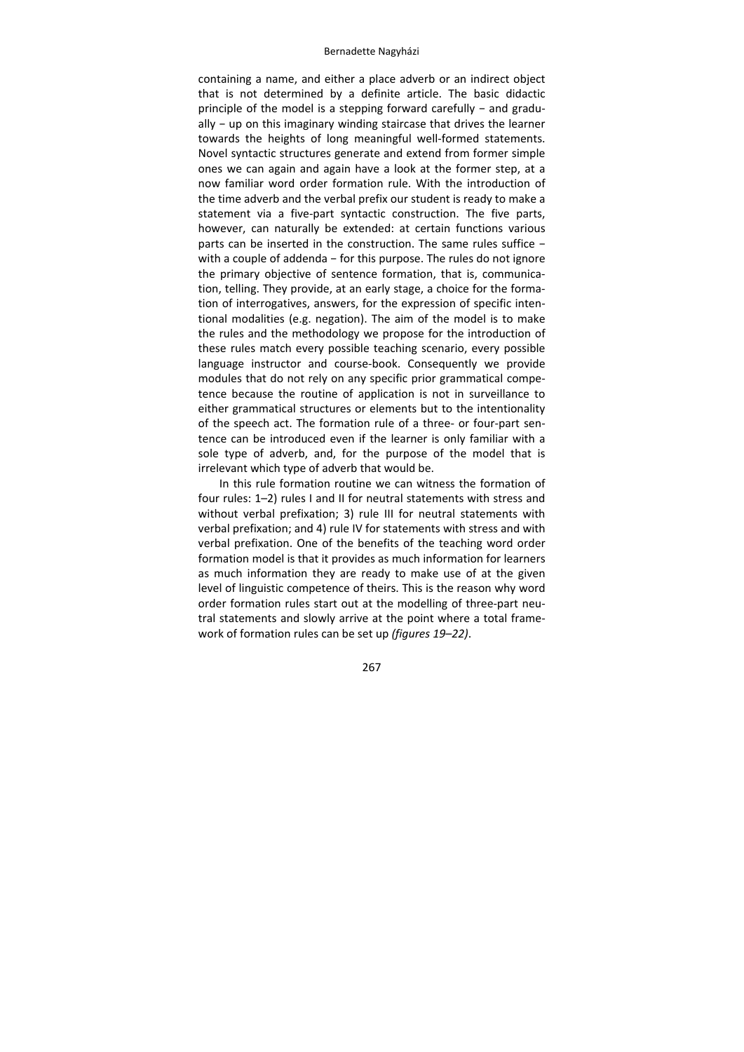containing a name, and either a place adverb or an indirect object that is not determined by a definite article. The basic didactic principle of the model is a stepping forward carefully − and gradually − up on this imaginary winding staircase that drives the learner towards the heights of long meaningful well-formed statements. Novel syntactic structures generate and extend from former simple ones we can again and again have a look at the former step, at a now familiar word order formation rule. With the introduction of the time adverb and the verbal prefix our student is ready to make a statement via a five-part syntactic construction. The five parts, however, can naturally be extended: at certain functions various parts can be inserted in the construction. The same rules suffice − with a couple of addenda − for this purpose. The rules do not ignore the primary objective of sentence formation, that is, communication, telling. They provide, at an early stage, a choice for the formation of interrogatives, answers, for the expression of specific intentional modalities (e.g. negation). The aim of the model is to make the rules and the methodology we propose for the introduction of these rules match every possible teaching scenario, every possible language instructor and course-book. Consequently we provide modules that do not rely on any specific prior grammatical competence because the routine of application is not in surveillance to either grammatical structures or elements but to the intentionality of the speech act. The formation rule of a three- or four-part sentence can be introduced even if the learner is only familiar with a sole type of adverb, and, for the purpose of the model that is irrelevant which type of adverb that would be.

In this rule formation routine we can witness the formation of four rules: 1–2) rules I and II for neutral statements with stress and without verbal prefixation; 3) rule III for neutral statements with verbal prefixation; and 4) rule IV for statements with stress and with verbal prefixation. One of the benefits of the teaching word order formation model is that it provides as much information for learners as much information they are ready to make use of at the given level of linguistic competence of theirs. This is the reason why word order formation rules start out at the modelling of three-part neutral statements and slowly arrive at the point where a total framework of formation rules can be set up *(figures 19–22)*.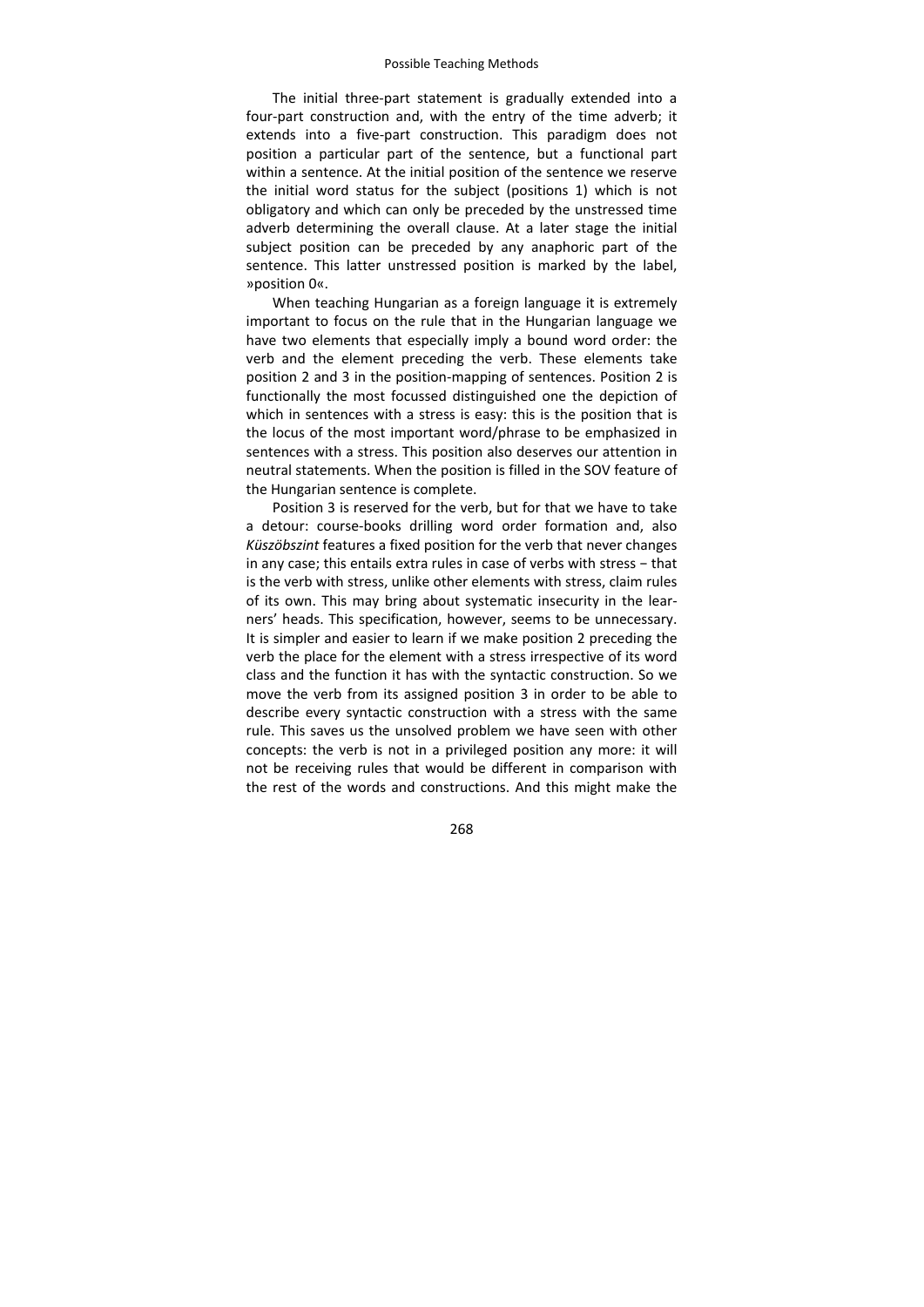The initial three-part statement is gradually extended into a four-part construction and, with the entry of the time adverb; it extends into a five-part construction. This paradigm does not position a particular part of the sentence, but a functional part within a sentence. At the initial position of the sentence we reserve the initial word status for the subject (positions 1) which is not obligatory and which can only be preceded by the unstressed time adverb determining the overall clause. At a later stage the initial subject position can be preceded by any anaphoric part of the sentence. This latter unstressed position is marked by the label, »position 0«.

When teaching Hungarian as a foreign language it is extremely important to focus on the rule that in the Hungarian language we have two elements that especially imply a bound word order: the verb and the element preceding the verb. These elements take position 2 and 3 in the position-mapping of sentences. Position 2 is functionally the most focussed distinguished one the depiction of which in sentences with a stress is easy: this is the position that is the locus of the most important word/phrase to be emphasized in sentences with a stress. This position also deserves our attention in neutral statements. When the position is filled in the SOV feature of the Hungarian sentence is complete.

Position 3 is reserved for the verb, but for that we have to take a detour: course-books drilling word order formation and, also *Küszöbszint* features a fixed position for the verb that never changes in any case; this entails extra rules in case of verbs with stress − that is the verb with stress, unlike other elements with stress, claim rules of its own. This may bring about systematic insecurity in the learners' heads. This specification, however, seems to be unnecessary. It is simpler and easier to learn if we make position 2 preceding the verb the place for the element with a stress irrespective of its word class and the function it has with the syntactic construction. So we move the verb from its assigned position 3 in order to be able to describe every syntactic construction with a stress with the same rule. This saves us the unsolved problem we have seen with other concepts: the verb is not in a privileged position any more: it will not be receiving rules that would be different in comparison with the rest of the words and constructions. And this might make the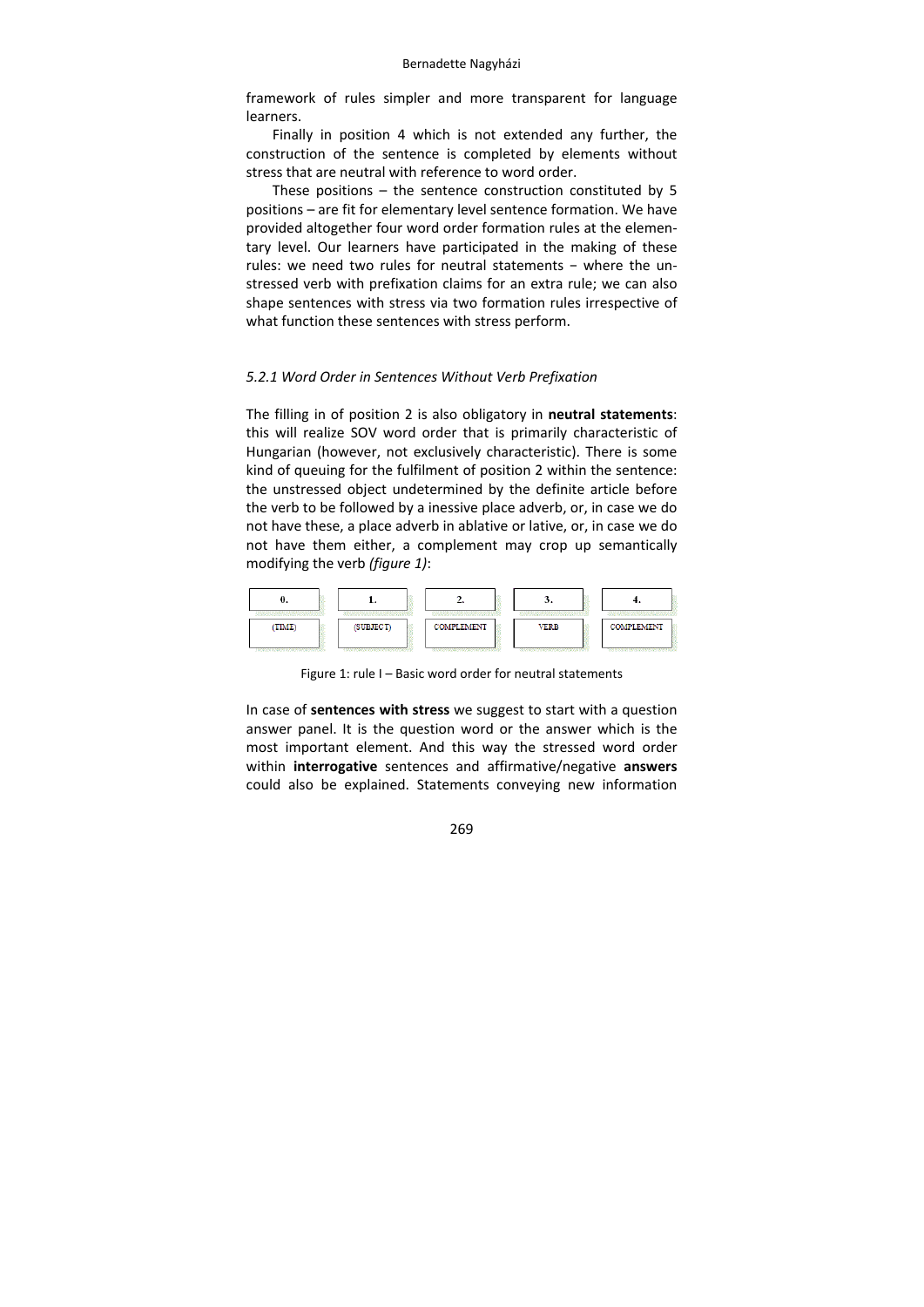framework of rules simpler and more transparent for language learners.

Finally in position 4 which is not extended any further, the construction of the sentence is completed by elements without stress that are neutral with reference to word order.

These positions – the sentence construction constituted by 5 positions – are fit for elementary level sentence formation. We have provided altogether four word order formation rules at the elementary level. Our learners have participated in the making of these rules: we need two rules for neutral statements − where the unstressed verb with prefixation claims for an extra rule; we can also shape sentences with stress via two formation rules irrespective of what function these sentences with stress perform.

### *5.2.1 Word Order in Sentences Without Verb Prefixation*

The filling in of position 2 is also obligatory in **neutral statements**: this will realize SOV word order that is primarily characteristic of Hungarian (however, not exclusively characteristic). There is some kind of queuing for the fulfilment of position 2 within the sentence: the unstressed object undetermined by the definite article before the verb to be followed by a inessive place adverb, or, in case we do not have these, a place adverb in ablative or lative, or, in case we do not have them either, a complement may crop up semantically modifying the verb *(figure 1)*:

| 0. | 1. | 2. | 3. | 4. |
|---|---|---|---|---|
| (TIME) | (SUBJECT) | COMPLEMENT | VERB | COMPLEMENT |

Figure 1: rule I – Basic word order for neutral statements

In case of **sentences with stress** we suggest to start with a question answer panel. It is the question word or the answer which is the most important element. And this way the stressed word order within **interrogative** sentences and affirmative/negative **answers** could also be explained. Statements conveying new information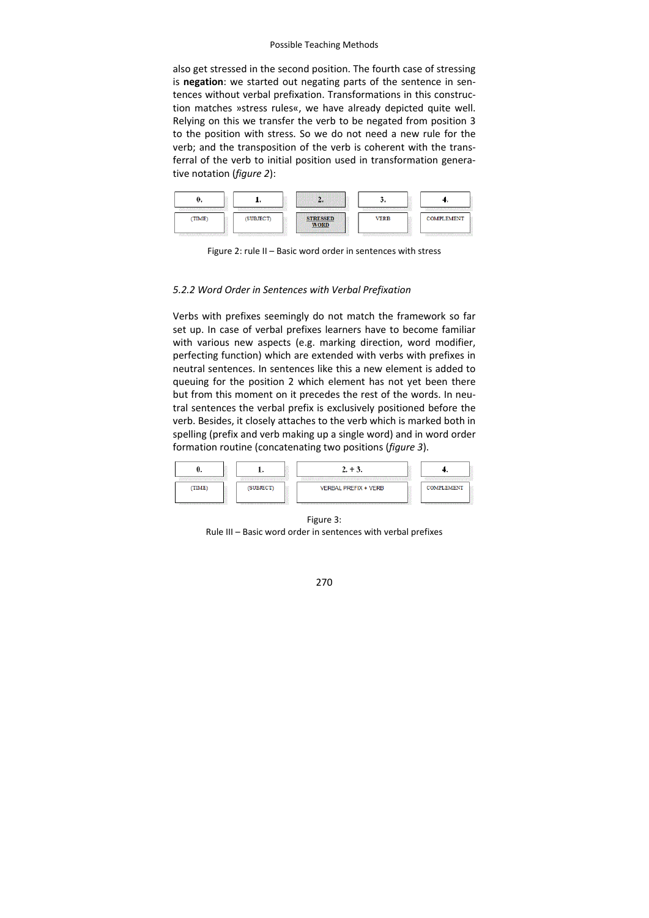also get stressed in the second position. The fourth case of stressing is **negation**: we started out negating parts of the sentence in sentences without verbal prefixation. Transformations in this construction matches »stress rules«, we have already depicted quite well. Relying on this we transfer the verb to be negated from position 3 to the position with stress. So we do not need a new rule for the verb; and the transposition of the verb is coherent with the transferral of the verb to initial position used in transformation generative notation (*figure 2*):

| 0. | 1. | 2. | 3. | 4. |
|---|---|---|---|---|
| (TIME) | (SUBJECT) | STRESSED WORD | VERB | COMPLEMENT |

Figure 2: rule II – Basic word order in sentences with stress

### *5.2.2 Word Order in Sentences with Verbal Prefixation*

Verbs with prefixes seemingly do not match the framework so far set up. In case of verbal prefixes learners have to become familiar with various new aspects (e.g. marking direction, word modifier, perfecting function) which are extended with verbs with prefixes in neutral sentences. In sentences like this a new element is added to queuing for the position 2 which element has not yet been there but from this moment on it precedes the rest of the words. In neutral sentences the verbal prefix is exclusively positioned before the verb. Besides, it closely attaches to the verb which is marked both in spelling (prefix and verb making up a single word) and in word order formation routine (concatenating two positions (*figure 3*).

| 0. | 1. | 2. + 3. | 4. |
|---|---|---|---|
| (TIME) | (SUBJECT) | VERBAL PREFIX + VERB | COMPLEMENT |

Figure 3:
Rule III – Basic word order in sentences with verbal prefixes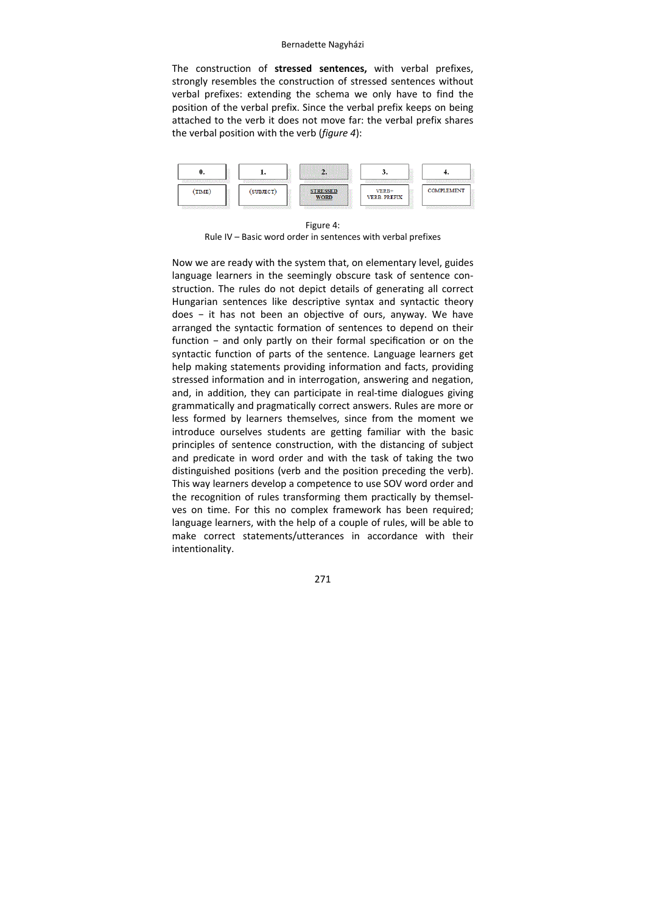The construction of **stressed sentences,** with verbal prefixes, strongly resembles the construction of stressed sentences without verbal prefixes: extending the schema we only have to find the position of the verbal prefix. Since the verbal prefix keeps on being attached to the verb it does not move far: the verbal prefix shares the verbal position with the verb (*figure 4*):

| 0. | 1. | 2. | 3. | 4. |
| --- | --- | --- | --- | --- |
| (TIME) | (SUBJECT) | STRESSED WORD | VERB+ VERB PREFIX | COMPLEMENT |

Figure 4:
Rule IV – Basic word order in sentences with verbal prefixes

Now we are ready with the system that, on elementary level, guides language learners in the seemingly obscure task of sentence construction. The rules do not depict details of generating all correct Hungarian sentences like descriptive syntax and syntactic theory does – it has not been an objective of ours, anyway. We have arranged the syntactic formation of sentences to depend on their function – and only partly on their formal specification or on the syntactic function of parts of the sentence. Language learners get help making statements providing information and facts, providing stressed information and in interrogation, answering and negation, and, in addition, they can participate in real-time dialogues giving grammatically and pragmatically correct answers. Rules are more or less formed by learners themselves, since from the moment we introduce ourselves students are getting familiar with the basic principles of sentence construction, with the distancing of subject and predicate in word order and with the task of taking the two distinguished positions (verb and the position preceding the verb). This way learners develop a competence to use SOV word order and the recognition of rules transforming them practically by themselves on time. For this no complex framework has been required; language learners, with the help of a couple of rules, will be able to make correct statements/utterances in accordance with their intentionality.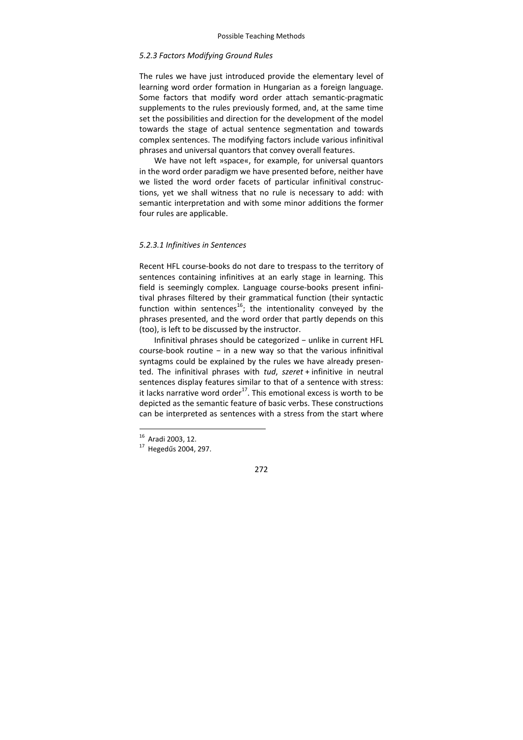### *5.2.3 Factors Modifying Ground Rules*

The rules we have just introduced provide the elementary level of learning word order formation in Hungarian as a foreign language. Some factors that modify word order attach semantic-pragmatic supplements to the rules previously formed, and, at the same time set the possibilities and direction for the development of the model towards the stage of actual sentence segmentation and towards complex sentences. The modifying factors include various infinitival phrases and universal quantors that convey overall features.

We have not left »space«, for example, for universal quantors in the word order paradigm we have presented before, neither have we listed the word order facets of particular infinitival constructions, yet we shall witness that no rule is necessary to add: with semantic interpretation and with some minor additions the former four rules are applicable.

#### *5.2.3.1 Infinitives in Sentences*

Recent HFL course-books do not dare to trespass to the territory of sentences containing infinitives at an early stage in learning. This field is seemingly complex. Language course-books present infinitival phrases filtered by their grammatical function (their syntactic function within sentences[16]; the intentionality conveyed by the phrases presented, and the word order that partly depends on this (too), is left to be discussed by the instructor.

Infinitival phrases should be categorized − unlike in current HFL course-book routine − in a new way so that the various infinitival syntagms could be explained by the rules we have already presented. The infinitival phrases with *tud*, *szeret* + infinitive in neutral sentences display features similar to that of a sentence with stress: it lacks narrative word order[17]. This emotional excess is worth to be depicted as the semantic feature of basic verbs. These constructions can be interpreted as sentences with a stress from the start where

---

[16] Aradi 2003, 12.

[17] Hegedűs 2004, 297.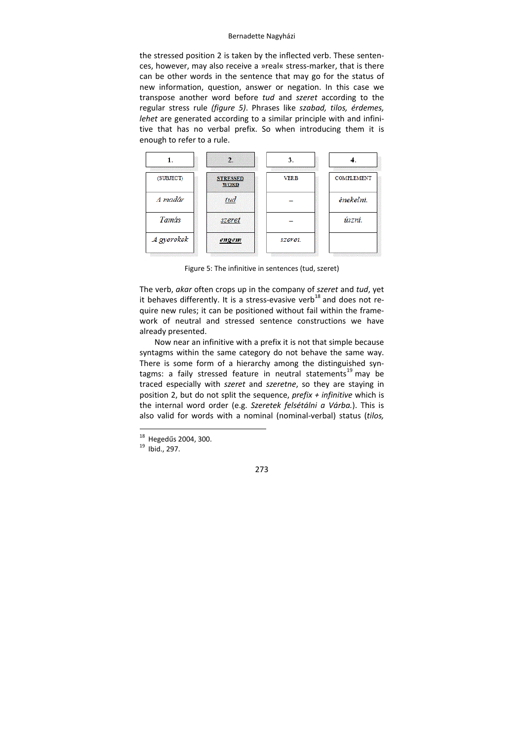the stressed position 2 is taken by the inflected verb. These sentences, however, may also receive a »real« stress-marker, that is there can be other words in the sentence that may go for the status of new information, question, answer or negation. In this case we transpose another word before *tud* and *szeret* according to the regular stress rule *(figure 5)*. Phrases like *szabad, tilos, érdemes, lehet* are generated according to a similar principle with and infinitive that has no verbal prefix. So when introducing them it is enough to refer to a rule.

| 1. | 2. | 3. | 4. |
|---|---|---|---|
| (SUBJECT) | STRESSED WORD | VERB | COMPLEMENT |
| *A madár* | *tud* | – | *énekelni.* |
| *Tamás* | *szeret* | – | *úszni.* |
| *A gyerekek* | ***engem*** | *szeret.* | |

Figure 5: The infinitive in sentences (tud, szeret)

The verb, *akar* often crops up in the company of *szeret* and *tud*, yet it behaves differently. It is a stress-evasive verb[18] and does not require new rules; it can be positioned without fail within the framework of neutral and stressed sentence constructions we have already presented.

Now near an infinitive with a prefix it is not that simple because syntagms within the same category do not behave the same way. There is some form of a hierarchy among the distinguished syntagms: a faily stressed feature in neutral statements[19] may be traced especially with *szeret* and *szeretne*, so they are staying in position 2, but do not split the sequence, *prefix + infinitive* which is the internal word order (e.g. *Szeretek felsétálni a Várba.*). This is also valid for words with a nominal (nominal-verbal) status (*tilos,*

[18] Hegedűs 2004, 300.

[19] Ibid., 297.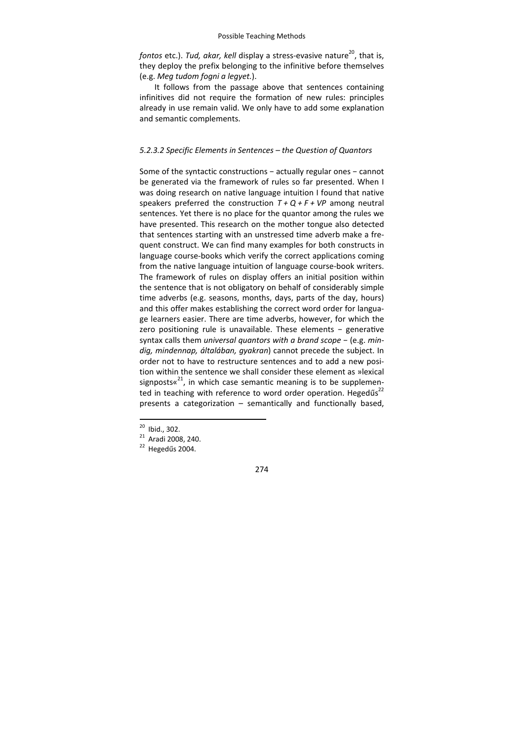*fontos* etc.). *Tud, akar, kell* display a stress-evasive nature[20], that is, they deploy the prefix belonging to the infinitive before themselves (e.g. *Meg tudom fogni a legyet.*).

It follows from the passage above that sentences containing infinitives did not require the formation of new rules: principles already in use remain valid. We only have to add some explanation and semantic complements.

#### *5.2.3.2 Specific Elements in Sentences – the Question of Quantors*

Some of the syntactic constructions − actually regular ones − cannot be generated via the framework of rules so far presented. When I was doing research on native language intuition I found that native speakers preferred the construction *T + Q + F + VP* among neutral sentences. Yet there is no place for the quantor among the rules we have presented. This research on the mother tongue also detected that sentences starting with an unstressed time adverb make a frequent construct. We can find many examples for both constructs in language course-books which verify the correct applications coming from the native language intuition of language course-book writers. The framework of rules on display offers an initial position within the sentence that is not obligatory on behalf of considerably simple time adverbs (e.g. seasons, months, days, parts of the day, hours) and this offer makes establishing the correct word order for language learners easier. There are time adverbs, however, for which the zero positioning rule is unavailable. These elements − generative syntax calls them *universal quantors with a brand scope* − (e.g. *mindig, mindennap, általában, gyakran*) cannot precede the subject. In order not to have to restructure sentences and to add a new position within the sentence we shall consider these element as »lexical signposts«[21], in which case semantic meaning is to be supplemented in teaching with reference to word order operation. Hegedűs[22] presents a categorization – semantically and functionally based,

[20] Ibid., 302.
[21] Aradi 2008, 240.
[22] Hegedűs 2004.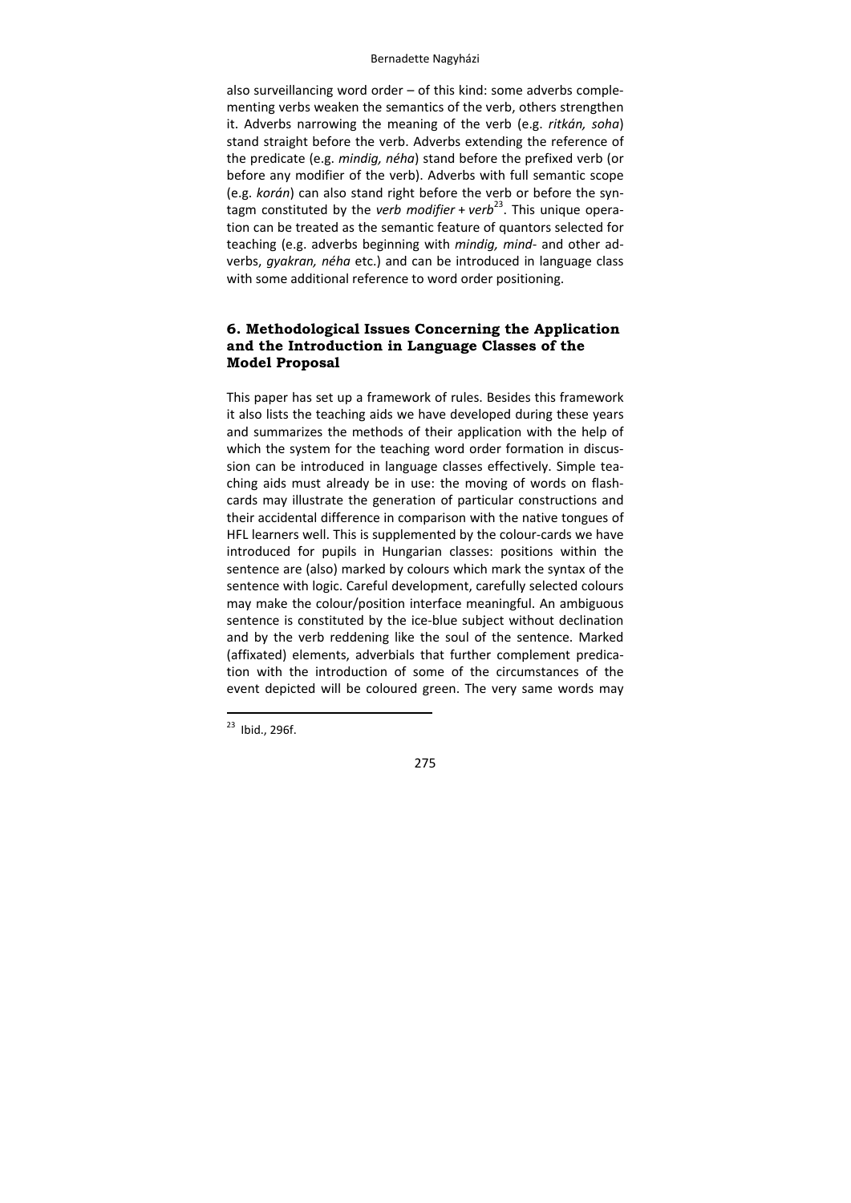also surveillancing word order – of this kind: some adverbs complementing verbs weaken the semantics of the verb, others strengthen it. Adverbs narrowing the meaning of the verb (e.g. *ritkán, soha*) stand straight before the verb. Adverbs extending the reference of the predicate (e.g. *mindig, néha*) stand before the prefixed verb (or before any modifier of the verb). Adverbs with full semantic scope (e.g. *korán*) can also stand right before the verb or before the syntagm constituted by the *verb modifier + verb*[23]. This unique operation can be treated as the semantic feature of quantors selected for teaching (e.g. adverbs beginning with *mindig, mind-* and other adverbs, *gyakran, néha* etc.) and can be introduced in language class with some additional reference to word order positioning.

## 6. Methodological Issues Concerning the Application and the Introduction in Language Classes of the Model Proposal

This paper has set up a framework of rules. Besides this framework it also lists the teaching aids we have developed during these years and summarizes the methods of their application with the help of which the system for the teaching word order formation in discussion can be introduced in language classes effectively. Simple teaching aids must already be in use: the moving of words on flashcards may illustrate the generation of particular constructions and their accidental difference in comparison with the native tongues of HFL learners well. This is supplemented by the colour-cards we have introduced for pupils in Hungarian classes: positions within the sentence are (also) marked by colours which mark the syntax of the sentence with logic. Careful development, carefully selected colours may make the colour/position interface meaningful. An ambiguous sentence is constituted by the ice-blue subject without declination and by the verb reddening like the soul of the sentence. Marked (affixated) elements, adverbials that further complement predication with the introduction of some of the circumstances of the event depicted will be coloured green. The very same words may

[23] Ibid., 296f.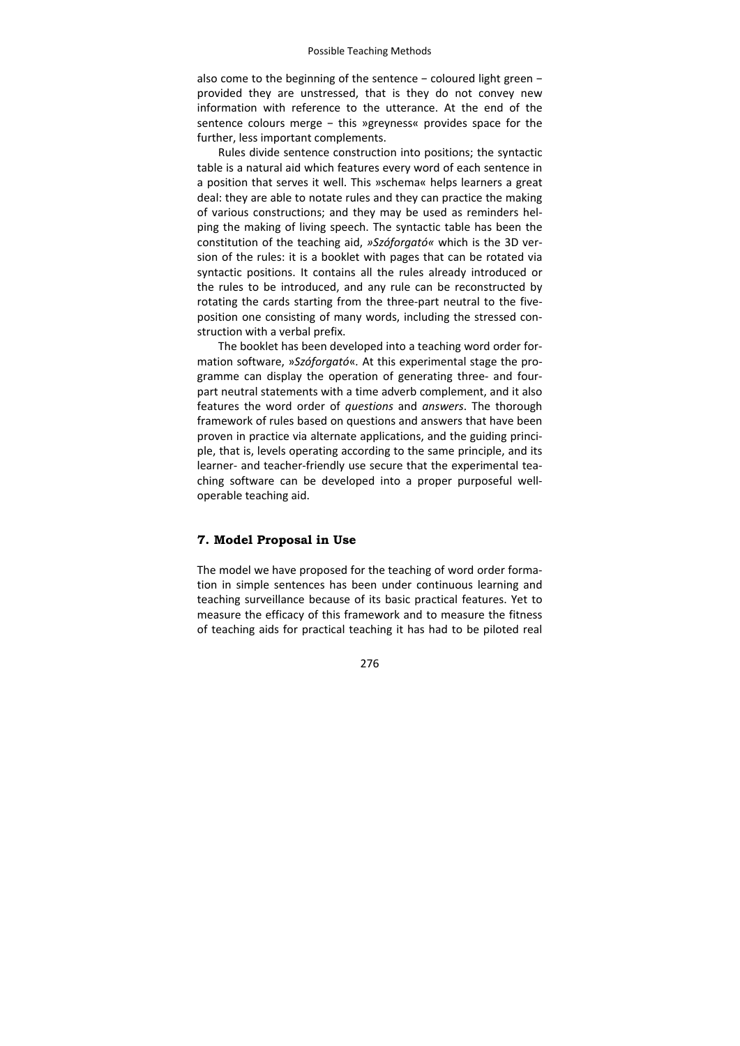also come to the beginning of the sentence − coloured light green − provided they are unstressed, that is they do not convey new information with reference to the utterance. At the end of the sentence colours merge − this »greyness« provides space for the further, less important complements.

Rules divide sentence construction into positions; the syntactic table is a natural aid which features every word of each sentence in a position that serves it well. This »schema« helps learners a great deal: they are able to notate rules and they can practice the making of various constructions; and they may be used as reminders helping the making of living speech. The syntactic table has been the constitution of the teaching aid, *»Szóforgató«* which is the 3D version of the rules: it is a booklet with pages that can be rotated via syntactic positions. It contains all the rules already introduced or the rules to be introduced, and any rule can be reconstructed by rotating the cards starting from the three-part neutral to the five-position one consisting of many words, including the stressed construction with a verbal prefix.

The booklet has been developed into a teaching word order formation software, »*Szóforgató*«. At this experimental stage the programme can display the operation of generating three- and four-part neutral statements with a time adverb complement, and it also features the word order of *questions* and *answers*. The thorough framework of rules based on questions and answers that have been proven in practice via alternate applications, and the guiding principle, that is, levels operating according to the same principle, and its learner- and teacher-friendly use secure that the experimental teaching software can be developed into a proper purposeful well-operable teaching aid.

## 7. Model Proposal in Use

The model we have proposed for the teaching of word order formation in simple sentences has been under continuous learning and teaching surveillance because of its basic practical features. Yet to measure the efficacy of this framework and to measure the fitness of teaching aids for practical teaching it has had to be piloted real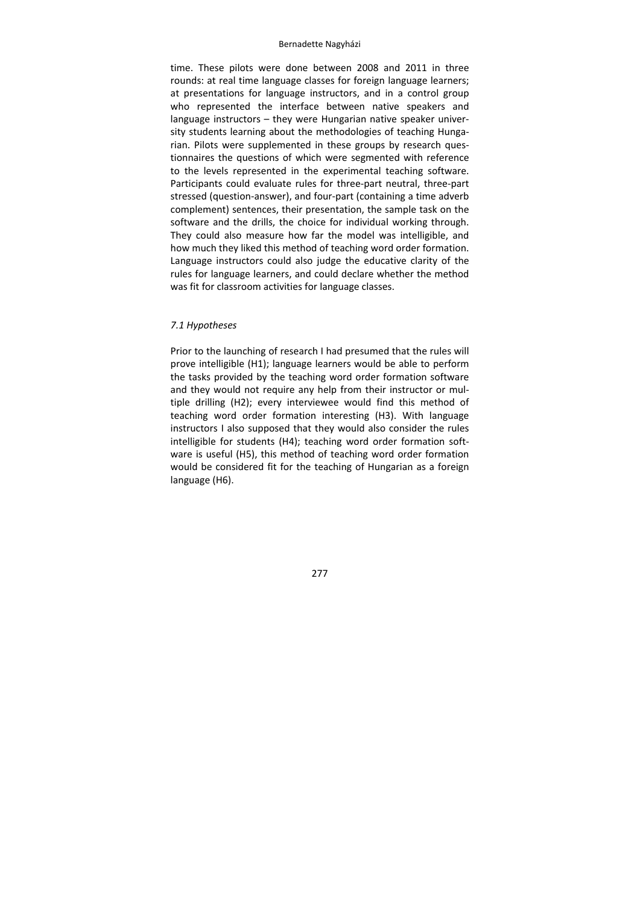time. These pilots were done between 2008 and 2011 in three rounds: at real time language classes for foreign language learners; at presentations for language instructors, and in a control group who represented the interface between native speakers and language instructors – they were Hungarian native speaker university students learning about the methodologies of teaching Hungarian. Pilots were supplemented in these groups by research questionnaires the questions of which were segmented with reference to the levels represented in the experimental teaching software. Participants could evaluate rules for three-part neutral, three-part stressed (question-answer), and four-part (containing a time adverb complement) sentences, their presentation, the sample task on the software and the drills, the choice for individual working through. They could also measure how far the model was intelligible, and how much they liked this method of teaching word order formation. Language instructors could also judge the educative clarity of the rules for language learners, and could declare whether the method was fit for classroom activities for language classes.

### *7.1 Hypotheses*

Prior to the launching of research I had presumed that the rules will prove intelligible (H1); language learners would be able to perform the tasks provided by the teaching word order formation software and they would not require any help from their instructor or multiple drilling (H2); every interviewee would find this method of teaching word order formation interesting (H3). With language instructors I also supposed that they would also consider the rules intelligible for students (H4); teaching word order formation software is useful (H5), this method of teaching word order formation would be considered fit for the teaching of Hungarian as a foreign language (H6).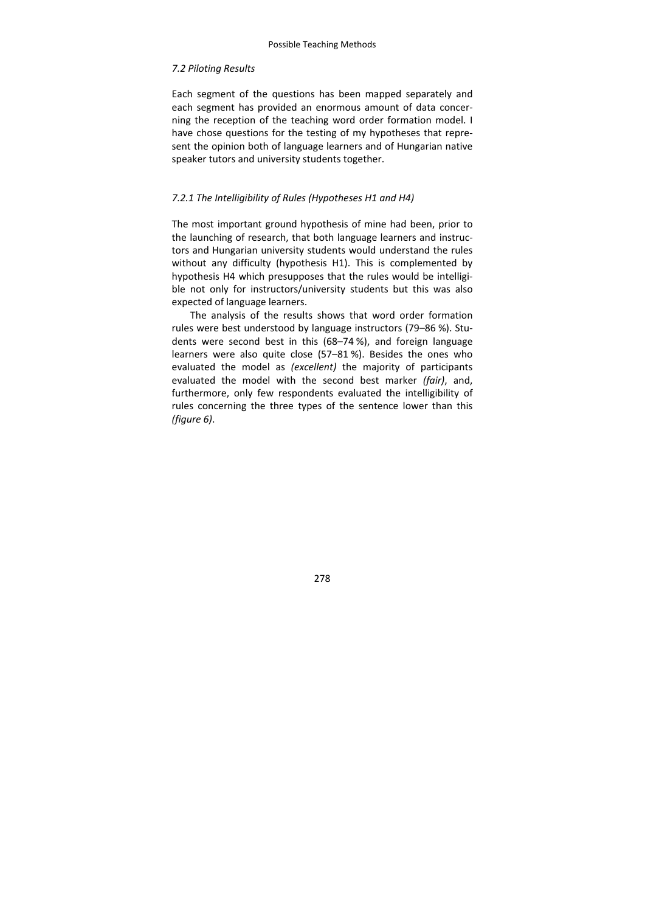### *7.2 Piloting Results*

Each segment of the questions has been mapped separately and each segment has provided an enormous amount of data concerning the reception of the teaching word order formation model. I have chose questions for the testing of my hypotheses that represent the opinion both of language learners and of Hungarian native speaker tutors and university students together.

#### *7.2.1 The Intelligibility of Rules (Hypotheses H1 and H4)*

The most important ground hypothesis of mine had been, prior to the launching of research, that both language learners and instructors and Hungarian university students would understand the rules without any difficulty (hypothesis H1). This is complemented by hypothesis H4 which presupposes that the rules would be intelligible not only for instructors/university students but this was also expected of language learners.

The analysis of the results shows that word order formation rules were best understood by language instructors (79–86 %). Students were second best in this (68–74 %), and foreign language learners were also quite close (57–81 %). Besides the ones who evaluated the model as *(excellent)* the majority of participants evaluated the model with the second best marker *(fair)*, and, furthermore, only few respondents evaluated the intelligibility of rules concerning the three types of the sentence lower than this *(figure 6)*.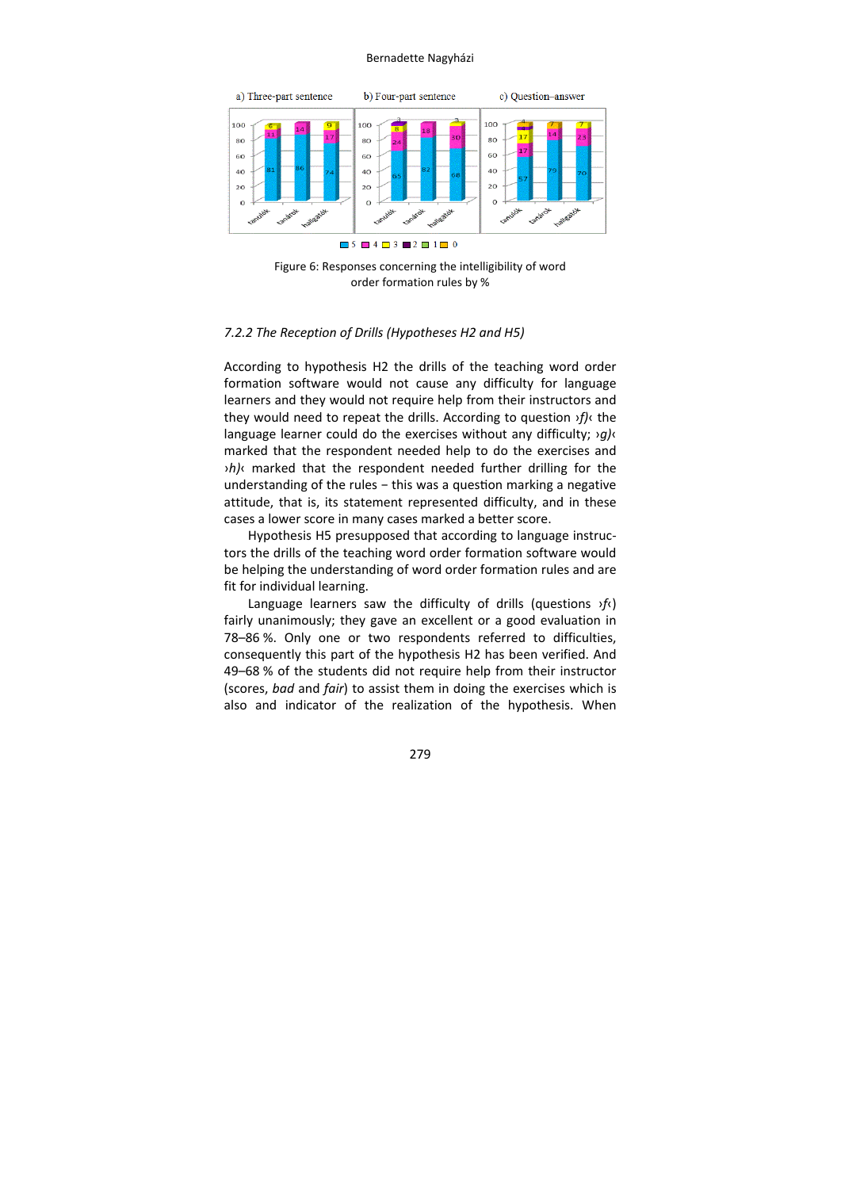a) Three-part sentence b) Four-part sentence c) Question–answer

Figure 6: Responses concerning the intelligibility of word order formation rules by %

### *7.2.2 The Reception of Drills (Hypotheses H2 and H5)*

According to hypothesis H2 the drills of the teaching word order formation software would not cause any difficulty for language learners and they would not require help from their instructors and they would need to repeat the drills. According to question ›*f)*‹ the language learner could do the exercises without any difficulty; ›*g)*‹ marked that the respondent needed help to do the exercises and ›*h)*‹ marked that the respondent needed further drilling for the understanding of the rules – this was a question marking a negative attitude, that is, its statement represented difficulty, and in these cases a lower score in many cases marked a better score.

Hypothesis H5 presupposed that according to language instructors the drills of the teaching word order formation software would be helping the understanding of word order formation rules and are fit for individual learning.

Language learners saw the difficulty of drills (questions ›*f*‹) fairly unanimously; they gave an excellent or a good evaluation in 78–86 %. Only one or two respondents referred to difficulties, consequently this part of the hypothesis H2 has been verified. And 49–68 % of the students did not require help from their instructor (scores, *bad* and *fair*) to assist them in doing the exercises which is also and indicator of the realization of the hypothesis. When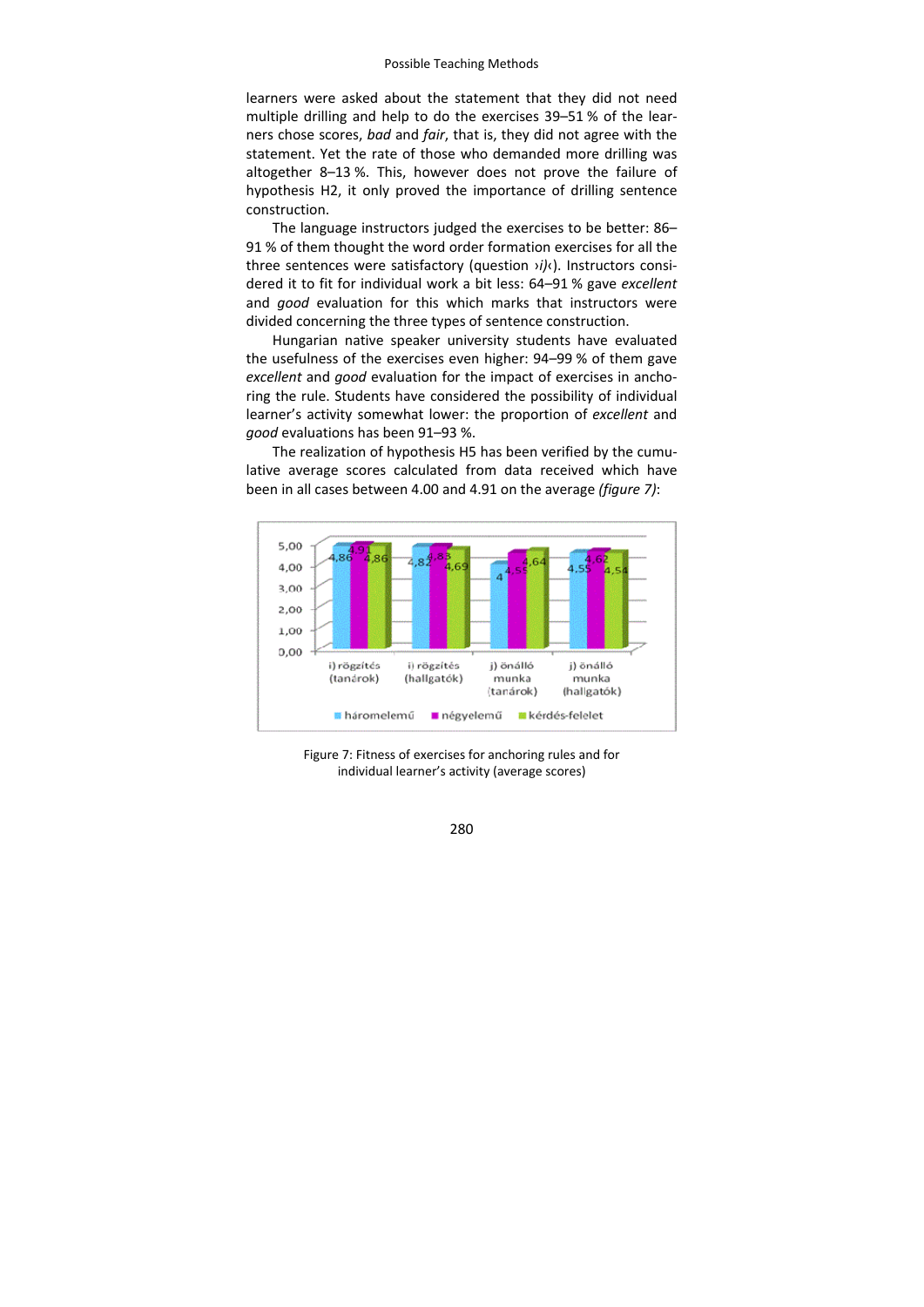learners were asked about the statement that they did not need multiple drilling and help to do the exercises 39–51 % of the learners chose scores, *bad* and *fair*, that is, they did not agree with the statement. Yet the rate of those who demanded more drilling was altogether 8–13 %. This, however does not prove the failure of hypothesis H2, it only proved the importance of drilling sentence construction.

The language instructors judged the exercises to be better: 86–91 % of them thought the word order formation exercises for all the three sentences were satisfactory (question ›*i)*‹). Instructors considered it to fit for individual work a bit less: 64–91 % gave *excellent* and *good* evaluation for this which marks that instructors were divided concerning the three types of sentence construction.

Hungarian native speaker university students have evaluated the usefulness of the exercises even higher: 94–99 % of them gave *excellent* and *good* evaluation for the impact of exercises in anchoring the rule. Students have considered the possibility of individual learner's activity somewhat lower: the proportion of *excellent* and *good* evaluations has been 91–93 %.

The realization of hypothesis H5 has been verified by the cumulative average scores calculated from data received which have been in all cases between 4.00 and 4.91 on the average *(figure 7)*:

Figure 7: Fitness of exercises for anchoring rules and for individual learner's activity (average scores)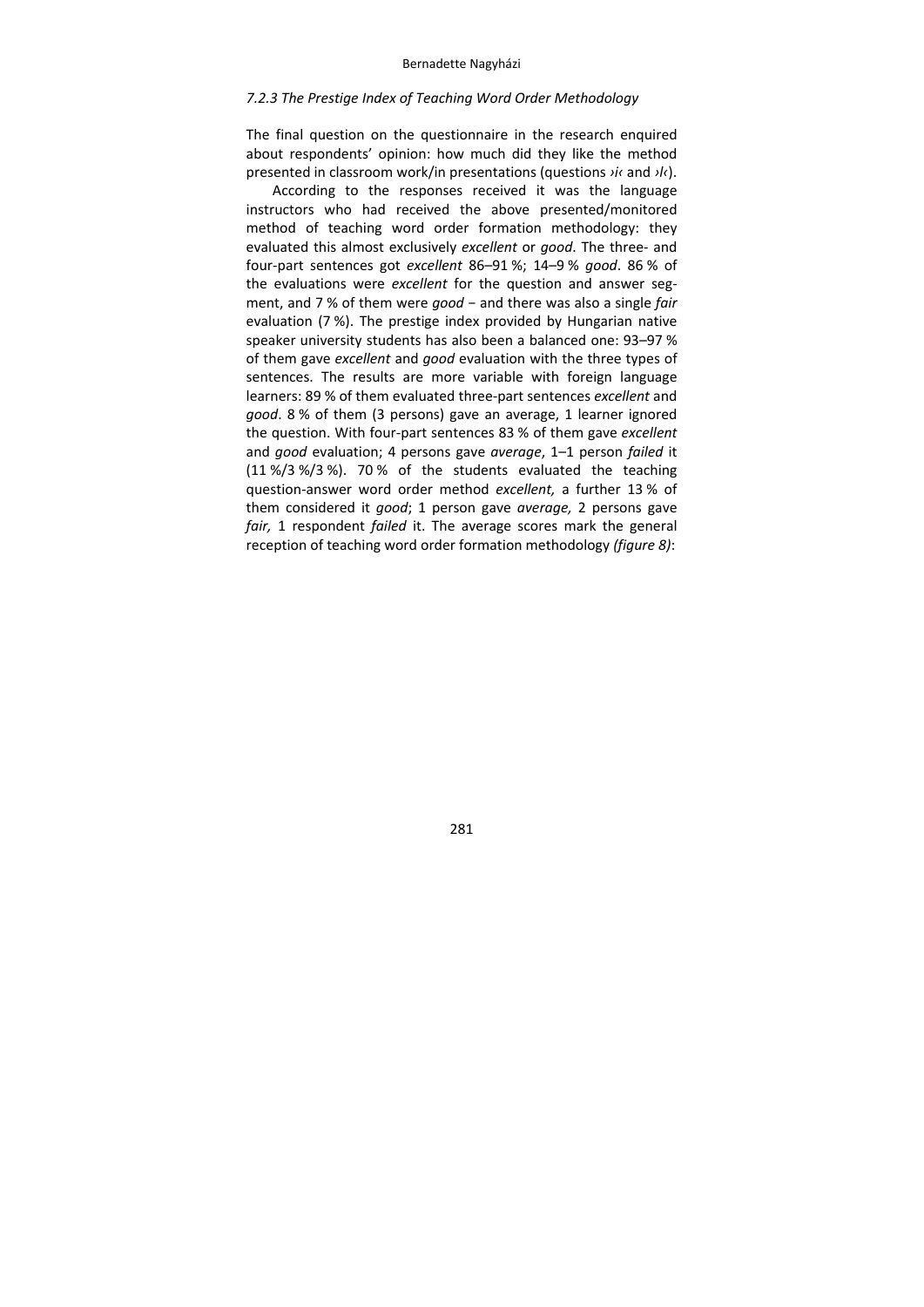*7.2.3 The Prestige Index of Teaching Word Order Methodology*

The final question on the questionnaire in the research enquired about respondents' opinion: how much did they like the method presented in classroom work/in presentations (questions ›i‹ and ›l‹).

According to the responses received it was the language instructors who had received the above presented/monitored method of teaching word order formation methodology: they evaluated this almost exclusively *excellent* or *good*. The three- and four-part sentences got *excellent* 86–91 %; 14–9 % *good*. 86 % of the evaluations were *excellent* for the question and answer segment, and 7 % of them were *good* − and there was also a single *fair* evaluation (7 %). The prestige index provided by Hungarian native speaker university students has also been a balanced one: 93–97 % of them gave *excellent* and *good* evaluation with the three types of sentences. The results are more variable with foreign language learners: 89 % of them evaluated three-part sentences *excellent* and *good*. 8 % of them (3 persons) gave an average, 1 learner ignored the question. With four-part sentences 83 % of them gave *excellent* and *good* evaluation; 4 persons gave *average*, 1–1 person *failed* it (11 %/3 %/3 %). 70 % of the students evaluated the teaching question-answer word order method *excellent,* a further 13 % of them considered it *good*; 1 person gave *average,* 2 persons gave *fair,* 1 respondent *failed* it. The average scores mark the general reception of teaching word order formation methodology *(figure 8)*: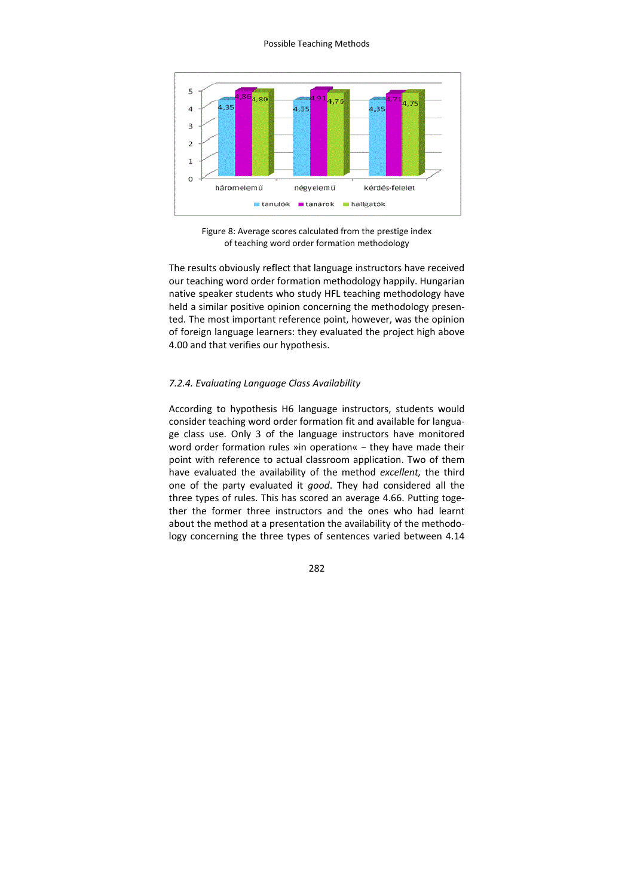Figure 8: Average scores calculated from the prestige index of teaching word order formation methodology

The results obviously reflect that language instructors have received our teaching word order formation methodology happily. Hungarian native speaker students who study HFL teaching methodology have held a similar positive opinion concerning the methodology presented. The most important reference point, however, was the opinion of foreign language learners: they evaluated the project high above 4.00 and that verifies our hypothesis.

### *7.2.4. Evaluating Language Class Availability*

According to hypothesis H6 language instructors, students would consider teaching word order formation fit and available for language class use. Only 3 of the language instructors have monitored word order formation rules »in operation« – they have made their point with reference to actual classroom application. Two of them have evaluated the availability of the method *excellent,* the third one of the party evaluated it *good*. They had considered all the three types of rules. This has scored an average 4.66. Putting together the former three instructors and the ones who had learnt about the method at a presentation the availability of the methodology concerning the three types of sentences varied between 4.14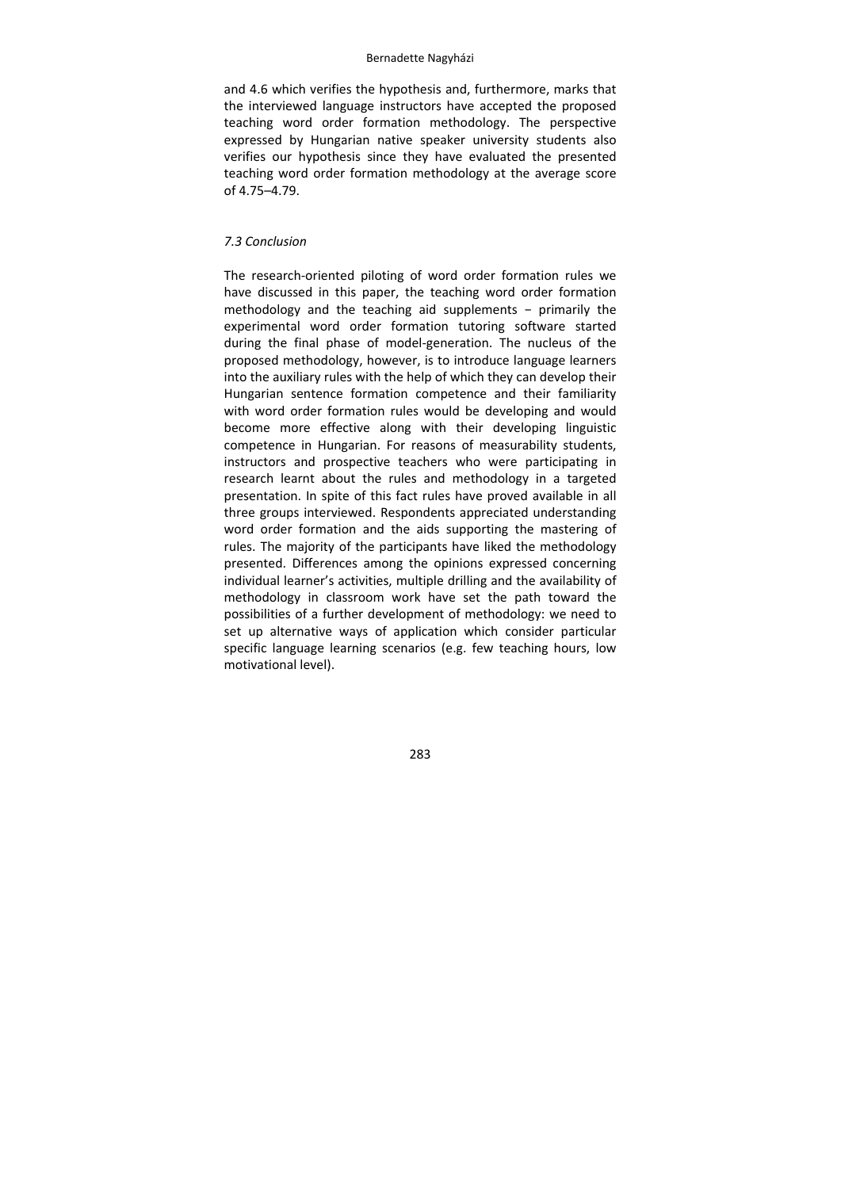and 4.6 which verifies the hypothesis and, furthermore, marks that the interviewed language instructors have accepted the proposed teaching word order formation methodology. The perspective expressed by Hungarian native speaker university students also verifies our hypothesis since they have evaluated the presented teaching word order formation methodology at the average score of 4.75–4.79.

### *7.3 Conclusion*

The research-oriented piloting of word order formation rules we have discussed in this paper, the teaching word order formation methodology and the teaching aid supplements − primarily the experimental word order formation tutoring software started during the final phase of model-generation. The nucleus of the proposed methodology, however, is to introduce language learners into the auxiliary rules with the help of which they can develop their Hungarian sentence formation competence and their familiarity with word order formation rules would be developing and would become more effective along with their developing linguistic competence in Hungarian. For reasons of measurability students, instructors and prospective teachers who were participating in research learnt about the rules and methodology in a targeted presentation. In spite of this fact rules have proved available in all three groups interviewed. Respondents appreciated understanding word order formation and the aids supporting the mastering of rules. The majority of the participants have liked the methodology presented. Differences among the opinions expressed concerning individual learner's activities, multiple drilling and the availability of methodology in classroom work have set the path toward the possibilities of a further development of methodology: we need to set up alternative ways of application which consider particular specific language learning scenarios (e.g. few teaching hours, low motivational level).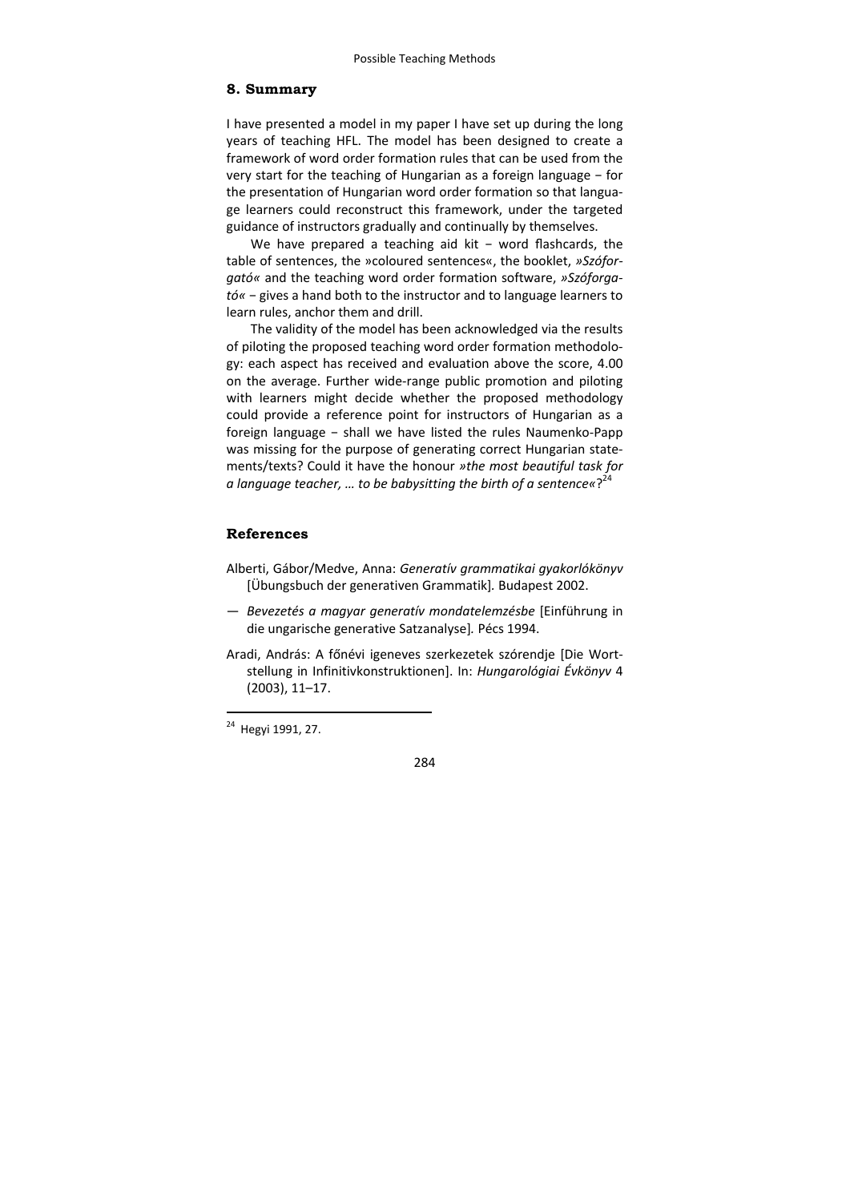## 8. Summary

I have presented a model in my paper I have set up during the long years of teaching HFL. The model has been designed to create a framework of word order formation rules that can be used from the very start for the teaching of Hungarian as a foreign language − for the presentation of Hungarian word order formation so that language learners could reconstruct this framework, under the targeted guidance of instructors gradually and continually by themselves.

We have prepared a teaching aid kit − word flashcards, the table of sentences, the »coloured sentences«, the booklet, *»Szóforgató«* and the teaching word order formation software, *»Szóforgató«* − gives a hand both to the instructor and to language learners to learn rules, anchor them and drill.

The validity of the model has been acknowledged via the results of piloting the proposed teaching word order formation methodology: each aspect has received and evaluation above the score, 4.00 on the average. Further wide-range public promotion and piloting with learners might decide whether the proposed methodology could provide a reference point for instructors of Hungarian as a foreign language − shall we have listed the rules Naumenko-Papp was missing for the purpose of generating correct Hungarian statements/texts? Could it have the honour *»the most beautiful task for a language teacher, … to be babysitting the birth of a sentence«*?[24]

## References

Alberti, Gábor/Medve, Anna: *Generatív grammatikai gyakorlókönyv* [Übungsbuch der generativen Grammatik]. Budapest 2002.

— *Bevezetés a magyar generatív mondatelemzésbe* [Einführung in die ungarische generative Satzanalyse]. Pécs 1994.

Aradi, András: A főnévi igeneves szerkezetek szórendje [Die Wortstellung in Infinitivkonstruktionen]. In: *Hungarológiai Évkönyv* 4 (2003), 11–17.

[24] Hegyi 1991, 27.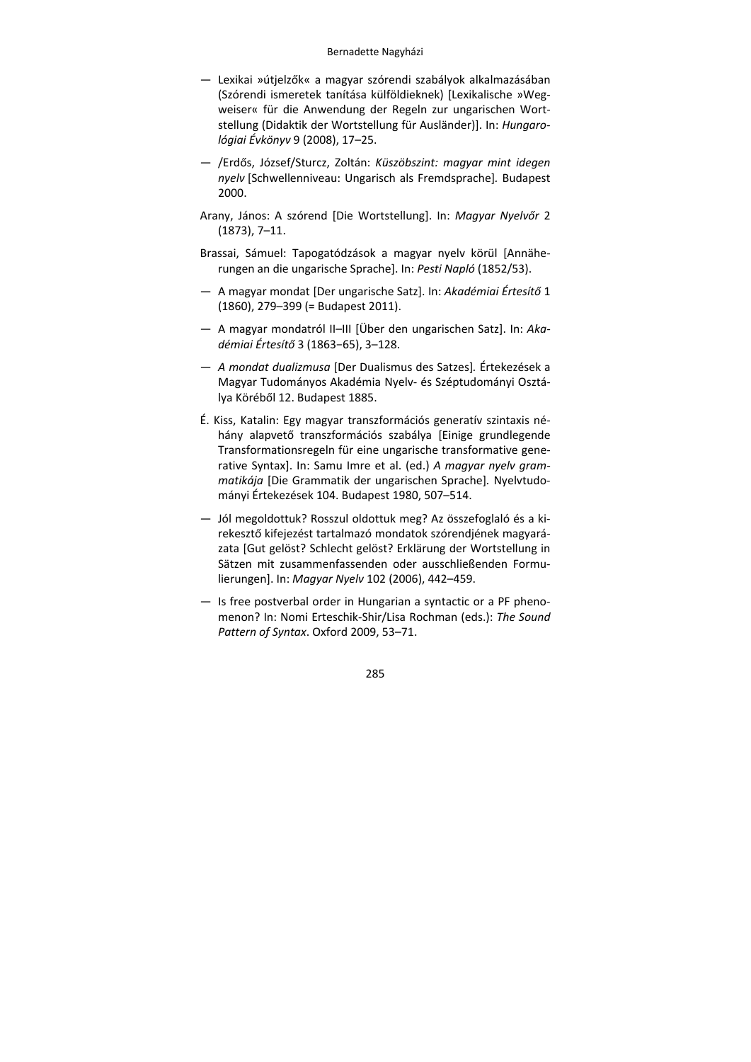— Lexikai »útjelzők« a magyar szórendi szabályok alkalmazásában (Szórendi ismeretek tanítása külföldieknek) [Lexikalische »Wegweiser« für die Anwendung der Regeln zur ungarischen Wortstellung (Didaktik der Wortstellung für Ausländer)]. In: *Hungarológiai Évkönyv* 9 (2008), 17–25.

— /Erdős, József/Sturcz, Zoltán: *Küszöbszint: magyar mint idegen nyelv* [Schwellenniveau: Ungarisch als Fremdsprache]. Budapest 2000.

Arany, János: A szórend [Die Wortstellung]. In: *Magyar Nyelvőr* 2 (1873), 7–11.

Brassai, Sámuel: Tapogatódzások a magyar nyelv körül [Annäherungen an die ungarische Sprache]. In: *Pesti Napló* (1852/53).

— A magyar mondat [Der ungarische Satz]. In: *Akadémiai Értesítő* 1 (1860), 279–399 (= Budapest 2011).

— A magyar mondatról II–III [Über den ungarischen Satz]. In: *Akadémiai Értesítő* 3 (1863−65), 3–128.

— *A mondat dualizmusa* [Der Dualismus des Satzes]. Értekezések a Magyar Tudományos Akadémia Nyelv- és Széptudományi Osztálya Köréből 12. Budapest 1885.

É. Kiss, Katalin: Egy magyar transzformációs generatív szintaxis néhány alapvető transzformációs szabálya [Einige grundlegende Transformationsregeln für eine ungarische transformative generative Syntax]. In: Samu Imre et al. (ed.) *A magyar nyelv grammatikája* [Die Grammatik der ungarischen Sprache]. Nyelvtudományi Értekezések 104. Budapest 1980, 507–514.

— Jól megoldottuk? Rosszul oldottuk meg? Az összefoglaló és a kirekesztő kifejezést tartalmazó mondatok szórendjének magyarázata [Gut gelöst? Schlecht gelöst? Erklärung der Wortstellung in Sätzen mit zusammenfassenden oder ausschließenden Formulierungen]. In: *Magyar Nyelv* 102 (2006), 442–459.

— Is free postverbal order in Hungarian a syntactic or a PF phenomenon? In: Nomi Erteschik-Shir/Lisa Rochman (eds.): *The Sound Pattern of Syntax*. Oxford 2009, 53–71.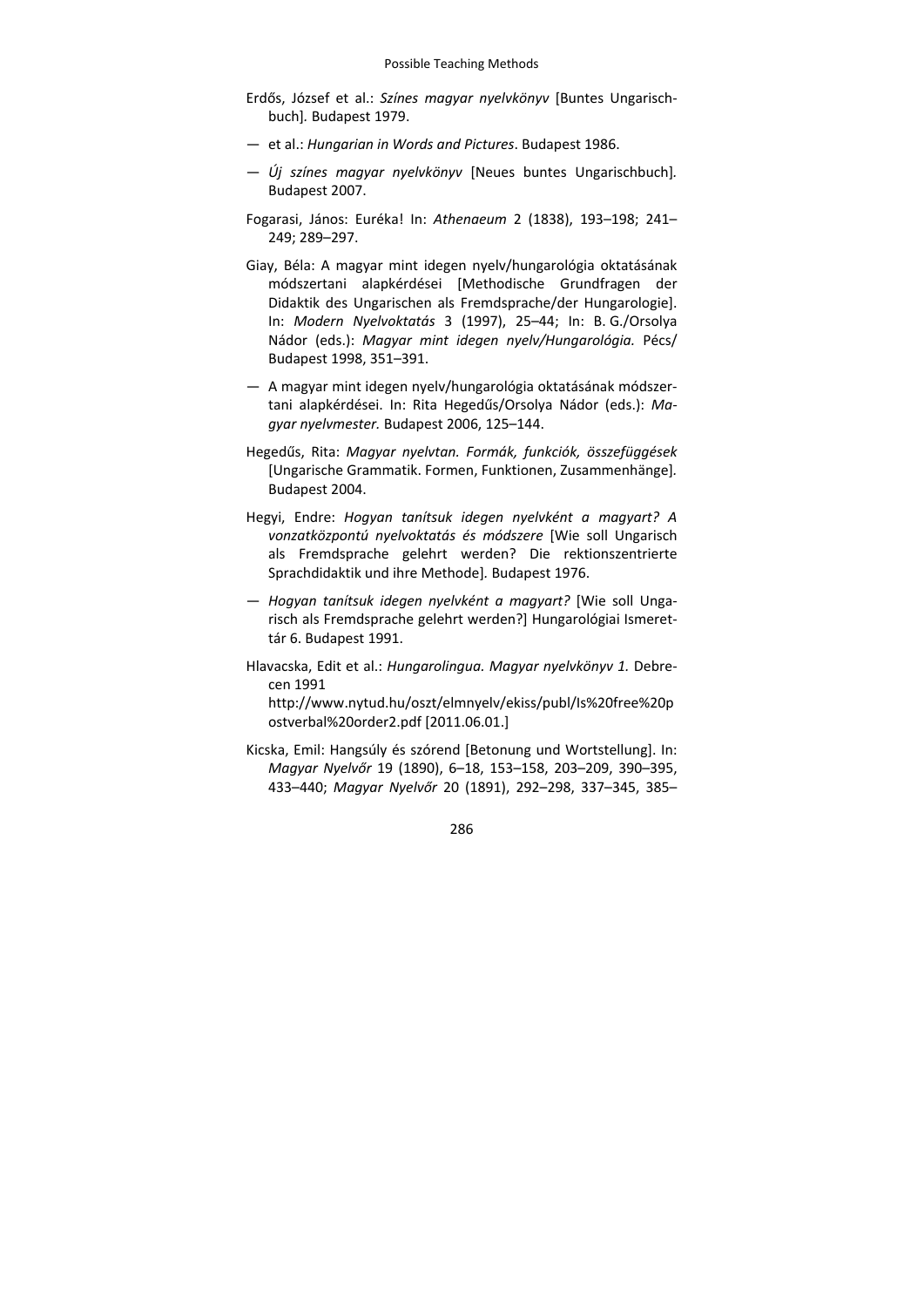Erdős, József et al.: *Színes magyar nyelvkönyv* [Buntes Ungarischbuch]. Budapest 1979.

— et al.: *Hungarian in Words and Pictures*. Budapest 1986.

— *Új színes magyar nyelvkönyv* [Neues buntes Ungarischbuch]. Budapest 2007.

Fogarasi, János: Euréka! In: *Athenaeum* 2 (1838), 193–198; 241–249; 289–297.

Giay, Béla: A magyar mint idegen nyelv/hungarológia oktatásának módszertani alapkérdései [Methodische Grundfragen der Didaktik des Ungarischen als Fremdsprache/der Hungarologie]. In: *Modern Nyelvoktatás* 3 (1997), 25–44; In: B. G./Orsolya Nádor (eds.): *Magyar mint idegen nyelv/Hungarológia.* Pécs/Budapest 1998, 351–391.

— A magyar mint idegen nyelv/hungarológia oktatásának módszertani alapkérdései. In: Rita Hegedűs/Orsolya Nádor (eds.): *Magyar nyelvmester.* Budapest 2006, 125–144.

Hegedűs, Rita: *Magyar nyelvtan. Formák, funkciók, összefüggések* [Ungarische Grammatik. Formen, Funktionen, Zusammenhänge]. Budapest 2004.

Hegyi, Endre: *Hogyan tanítsuk idegen nyelvként a magyart? A vonzatközpontú nyelvoktatás és módszere* [Wie soll Ungarisch als Fremdsprache gelehrt werden? Die rektionszentrierte Sprachdidaktik und ihre Methode]. Budapest 1976.

— *Hogyan tanítsuk idegen nyelvként a magyart?* [Wie soll Ungarisch als Fremdsprache gelehrt werden?] Hungarológiai Ismerettár 6. Budapest 1991.

Hlavacska, Edit et al.: *Hungarolingua. Magyar nyelvkönyv 1.* Debrecen 1991
http://www.nytud.hu/oszt/elmnyelv/ekiss/publ/Is%20free%20postverbal%20order2.pdf [2011.06.01.]

Kicska, Emil: Hangsúly és szórend [Betonung und Wortstellung]. In: *Magyar Nyelvőr* 19 (1890), 6–18, 153–158, 203–209, 390–395, 433–440; *Magyar Nyelvőr* 20 (1891), 292–298, 337–345, 385–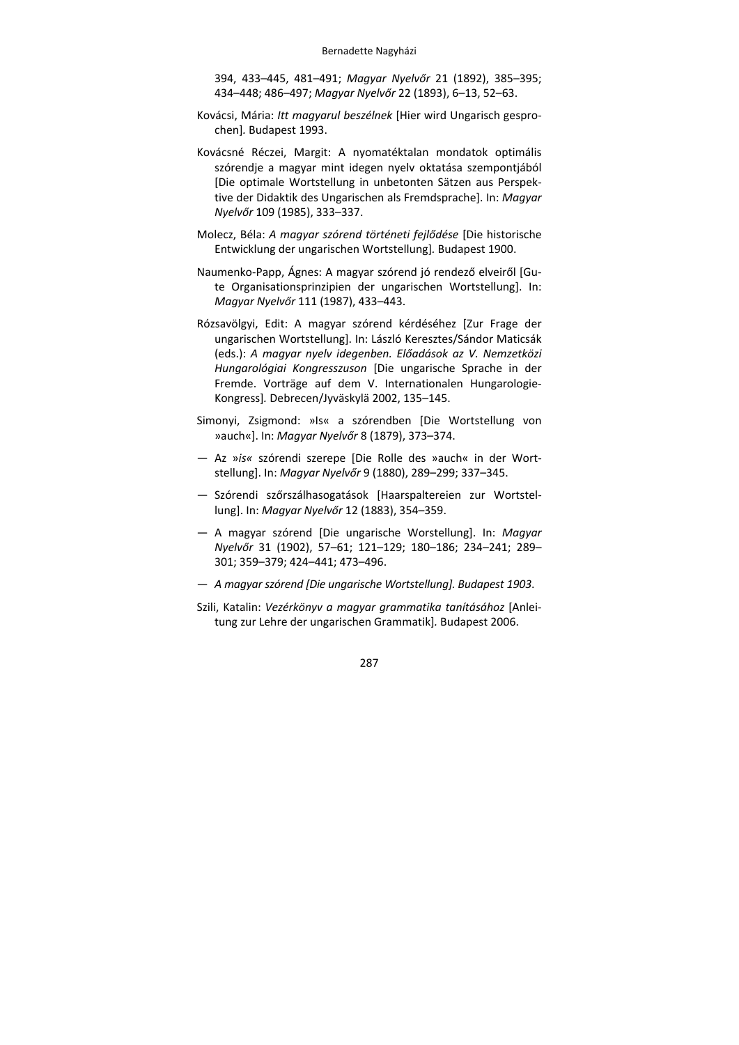394, 433–445, 481–491; *Magyar Nyelvőr* 21 (1892), 385–395; 434–448; 486–497; *Magyar Nyelvőr* 22 (1893), 6–13, 52–63.

Kovácsi, Mária: *Itt magyarul beszélnek* [Hier wird Ungarisch gesprochen]. Budapest 1993.

Kovácsné Réczei, Margit: A nyomatéktalan mondatok optimális szórendje a magyar mint idegen nyelv oktatása szempontjából [Die optimale Wortstellung in unbetonten Sätzen aus Perspektive der Didaktik des Ungarischen als Fremdsprache]. In: *Magyar Nyelvőr* 109 (1985), 333–337.

Molecz, Béla: *A magyar szórend történeti fejlődése* [Die historische Entwicklung der ungarischen Wortstellung]. Budapest 1900.

Naumenko-Papp, Ágnes: A magyar szórend jó rendező elveiről [Gute Organisationsprinzipien der ungarischen Wortstellung]. In: *Magyar Nyelvőr* 111 (1987), 433–443.

Rózsavölgyi, Edit: A magyar szórend kérdéséhez [Zur Frage der ungarischen Wortstellung]. In: László Keresztes/Sándor Maticsák (eds.): *A magyar nyelv idegenben. Előadások az V. Nemzetközi Hungarológiai Kongresszuson* [Die ungarische Sprache in der Fremde. Vorträge auf dem V. Internationalen Hungarologie-Kongress]. Debrecen/Jyväskylä 2002, 135–145.

Simonyi, Zsigmond: »Is« a szórendben [Die Wortstellung von »auch«]. In: *Magyar Nyelvőr* 8 (1879), 373–374.

— Az »*is*« szórendi szerepe [Die Rolle des »auch« in der Wortstellung]. In: *Magyar Nyelvőr* 9 (1880), 289–299; 337–345.

— Szórendi szőrszálhasogatások [Haarspaltereien zur Wortstellung]. In: *Magyar Nyelvőr* 12 (1883), 354–359.

— A magyar szórend [Die ungarische Worstellung]. In: *Magyar Nyelvőr* 31 (1902), 57–61; 121–129; 180–186; 234–241; 289–301; 359–379; 424–441; 473–496.

— *A magyar szórend [Die ungarische Wortstellung]. Budapest 1903.*

Szili, Katalin: *Vezérkönyv a magyar grammatika tanításához* [Anleitung zur Lehre der ungarischen Grammatik]. Budapest 2006.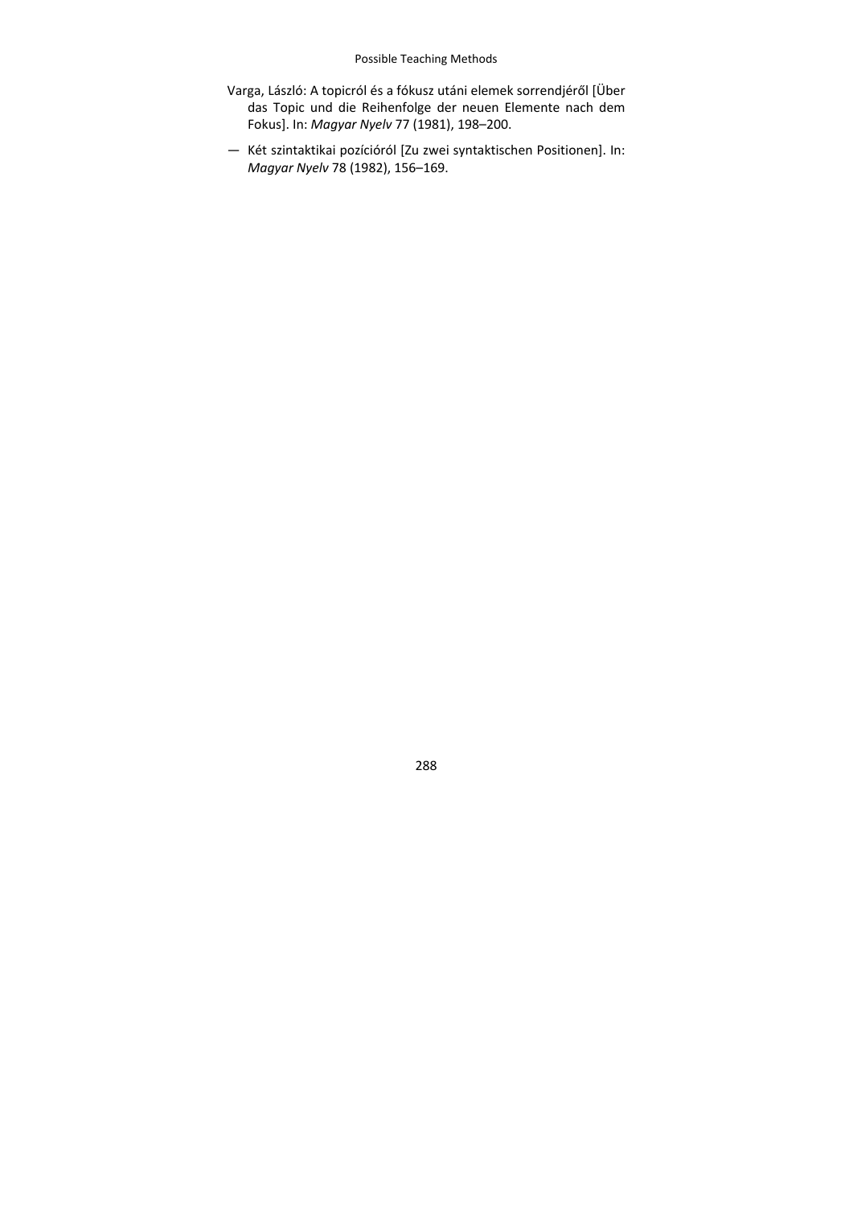Varga, László: A topicról és a fókusz utáni elemek sorrendjéről [Über das Topic und die Reihenfolge der neuen Elemente nach dem Fokus]. In: *Magyar Nyelv* 77 (1981), 198–200.

— Két szintaktikai pozícióról [Zu zwei syntaktischen Positionen]. In: *Magyar Nyelv* 78 (1982), 156–169.